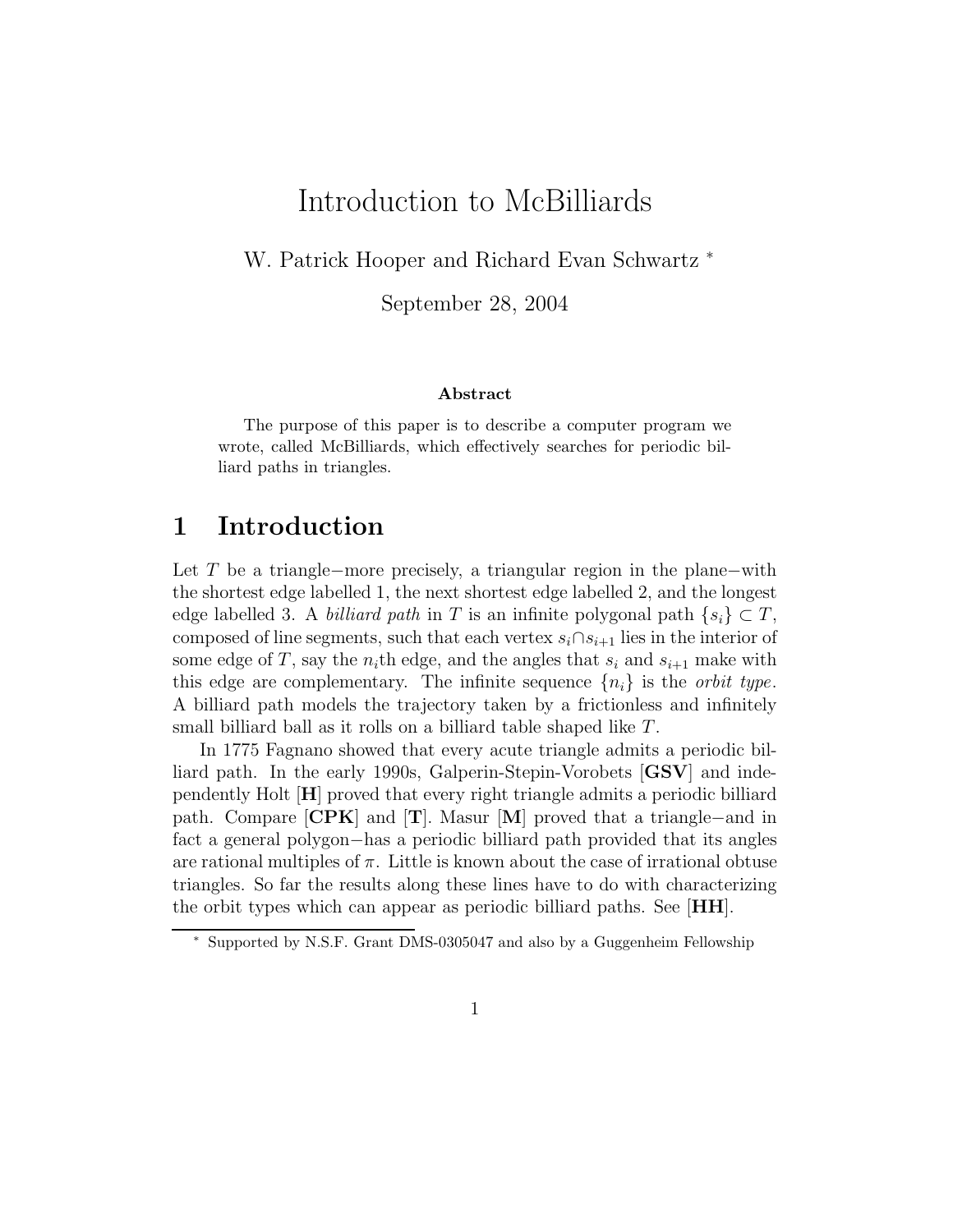# Introduction to McBilliards

W. Patrick Hooper and Richard Evan Schwartz *

September 28, 2004

**Abstract**

The purpose of this paper is to describe a computer program we wrote, called McBilliards, which effectively searches for periodic billiard paths in triangles.

## 1 Introduction

Let $T$ be a triangle−more precisely, a triangular region in the plane−with the shortest edge labelled 1, the next shortest edge labelled 2, and the longest edge labelled 3. A *billiard path* in $T$ is an infinite polygonal path $\{s_i\} \subset T$, composed of line segments, such that each vertex $s_i \cap s_{i+1}$ lies in the interior of some edge of $T$, say the $n_i$th edge, and the angles that $s_i$ and $s_{i+1}$ make with this edge are complementary. The infinite sequence $\{n_i\}$ is the *orbit type*. A billiard path models the trajectory taken by a frictionless and infinitely small billiard ball as it rolls on a billiard table shaped like $T$.

In 1775 Fagnano showed that every acute triangle admits a periodic billiard path. In the early 1990s, Galperin-Stepin-Vorobets [**GSV**] and independently Holt [**H**] proved that every right triangle admits a periodic billiard path. Compare [**CPK**] and [**T**]. Masur [**M**] proved that a triangle−and in fact a general polygon−has a periodic billiard path provided that its angles are rational multiples of $\pi$. Little is known about the case of irrational obtuse triangles. So far the results along these lines have to do with characterizing the orbit types which can appear as periodic billiard paths. See [**HH**].

* Supported by N.S.F. Grant DMS-0305047 and also by a Guggenheim Fellowship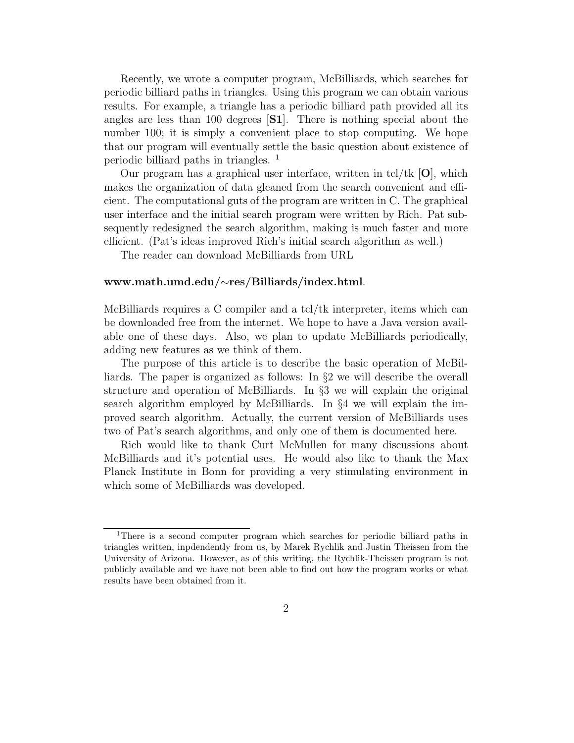Recently, we wrote a computer program, McBilliards, which searches for periodic billiard paths in triangles. Using this program we can obtain various results. For example, a triangle has a periodic billiard path provided all its angles are less than 100 degrees [**S1**]. There is nothing special about the number 100; it is simply a convenient place to stop computing. We hope that our program will eventually settle the basic question about existence of periodic billiard paths in triangles. [1]

Our program has a graphical user interface, written in tcl/tk [**O**], which makes the organization of data gleaned from the search convenient and efficient. The computational guts of the program are written in C. The graphical user interface and the initial search program were written by Rich. Pat subsequently redesigned the search algorithm, making is much faster and more efficient. (Pat's ideas improved Rich's initial search algorithm as well.)

The reader can download McBilliards from URL

**www.math.umd.edu/∼res/Billiards/index.html**.

McBilliards requires a C compiler and a tcl/tk interpreter, items which can be downloaded free from the internet. We hope to have a Java version available one of these days. Also, we plan to update McBilliards periodically, adding new features as we think of them.

The purpose of this article is to describe the basic operation of McBilliards. The paper is organized as follows: In §2 we will describe the overall structure and operation of McBilliards. In §3 we will explain the original search algorithm employed by McBilliards. In §4 we will explain the improved search algorithm. Actually, the current version of McBilliards uses two of Pat's search algorithms, and only one of them is documented here.

Rich would like to thank Curt McMullen for many discussions about McBilliards and it's potential uses. He would also like to thank the Max Planck Institute in Bonn for providing a very stimulating environment in which some of McBilliards was developed.

---

[1] There is a second computer program which searches for periodic billiard paths in triangles written, inpdendently from us, by Marek Rychlik and Justin Theissen from the University of Arizona. However, as of this writing, the Rychlik-Theissen program is not publicly available and we have not been able to find out how the program works or what results have been obtained from it.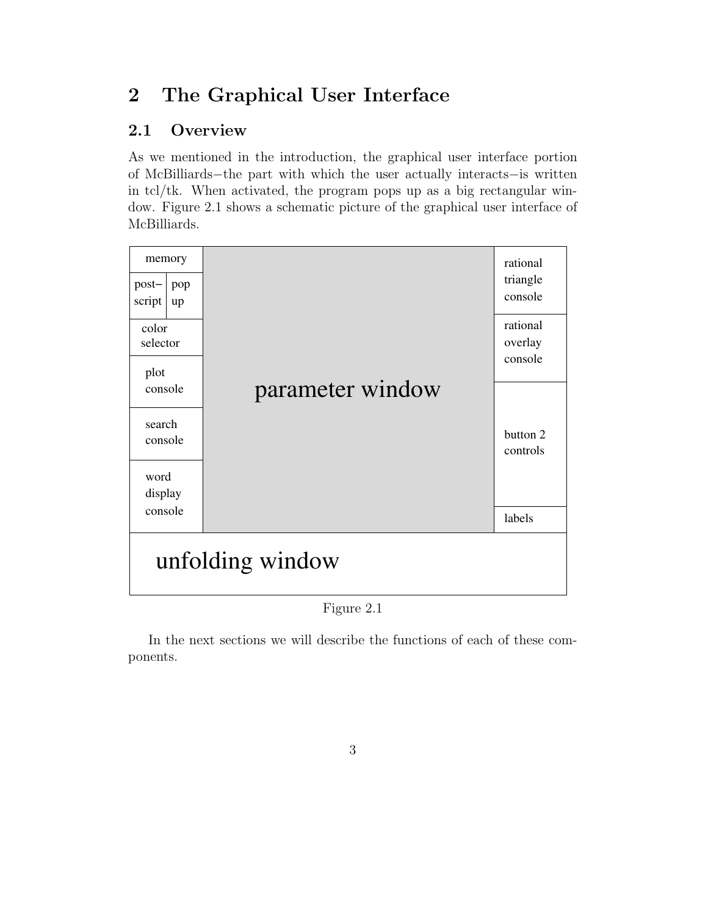# 2 The Graphical User Interface

## 2.1 Overview

As we mentioned in the introduction, the graphical user interface portion of McBilliards−the part with which the user actually interacts−is written in tcl/tk. When activated, the program pops up as a big rectangular window. Figure 2.1 shows a schematic picture of the graphical user interface of McBilliards.

| | | |
|---|---|---|
| memory | parameter window | rational triangle console |
| post–script / pop up | | rational overlay console |
| color selector | | button 2 controls |
| plot console | | labels |
| search console | | |
| word display console | | |
| unfolding window | | |

Figure 2.1

In the next sections we will describe the functions of each of these components.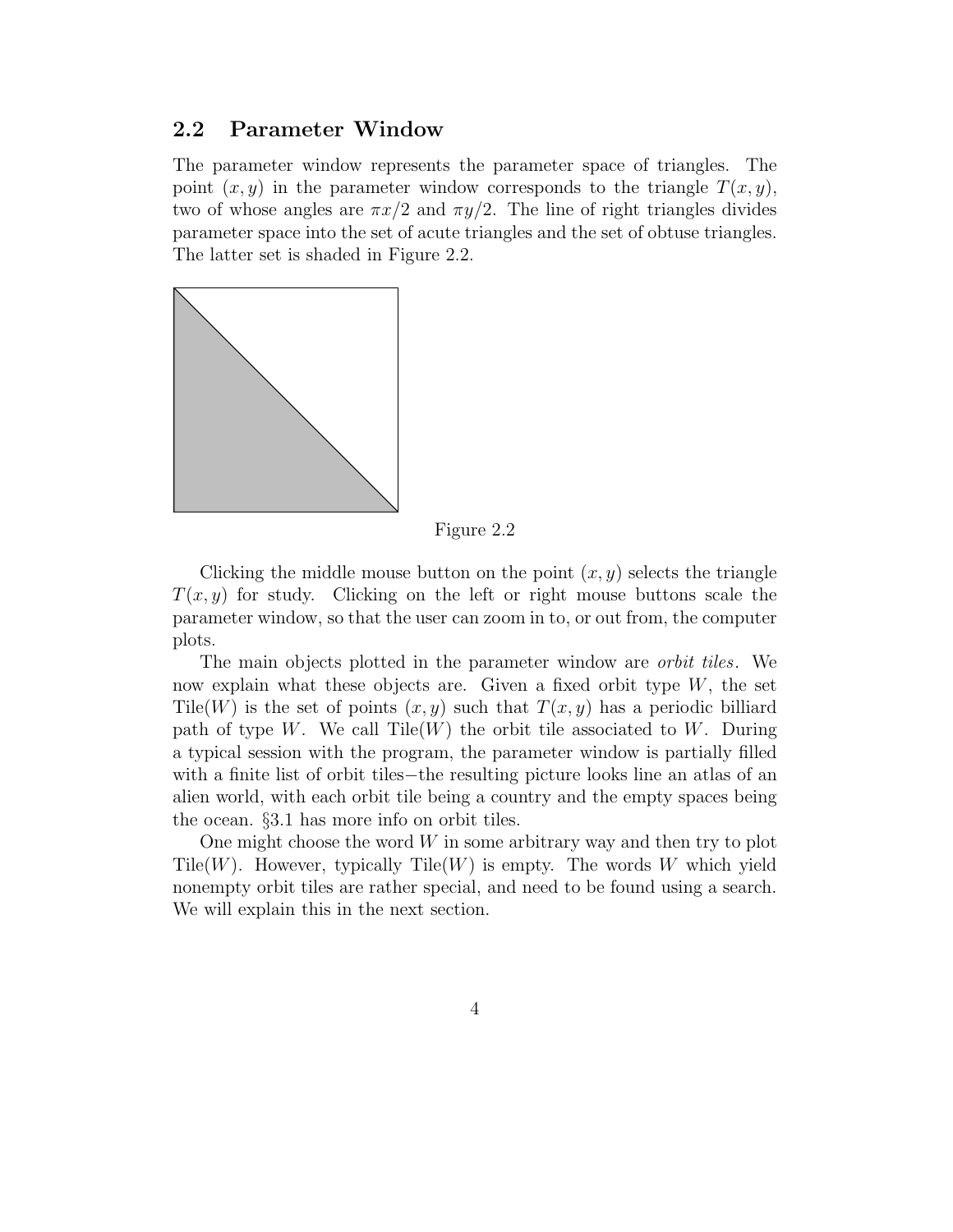## 2.2 Parameter Window

The parameter window represents the parameter space of triangles. The point $(x, y)$ in the parameter window corresponds to the triangle $T(x, y)$, two of whose angles are $\pi x/2$ and $\pi y/2$. The line of right triangles divides parameter space into the set of acute triangles and the set of obtuse triangles. The latter set is shaded in Figure 2.2.

Figure 2.2

Clicking the middle mouse button on the point $(x, y)$ selects the triangle $T(x, y)$ for study. Clicking on the left or right mouse buttons scale the parameter window, so that the user can zoom in to, or out from, the computer plots.

The main objects plotted in the parameter window are *orbit tiles*. We now explain what these objects are. Given a fixed orbit type $W$, the set $\text{Tile}(W)$ is the set of points $(x, y)$ such that $T(x, y)$ has a periodic billiard path of type $W$. We call $\text{Tile}(W)$ the orbit tile associated to $W$. During a typical session with the program, the parameter window is partially filled with a finite list of orbit tiles−the resulting picture looks line an atlas of an alien world, with each orbit tile being a country and the empty spaces being the ocean. §3.1 has more info on orbit tiles.

One might choose the word $W$ in some arbitrary way and then try to plot $\text{Tile}(W)$. However, typically $\text{Tile}(W)$ is empty. The words $W$ which yield nonempty orbit tiles are rather special, and need to be found using a search. We will explain this in the next section.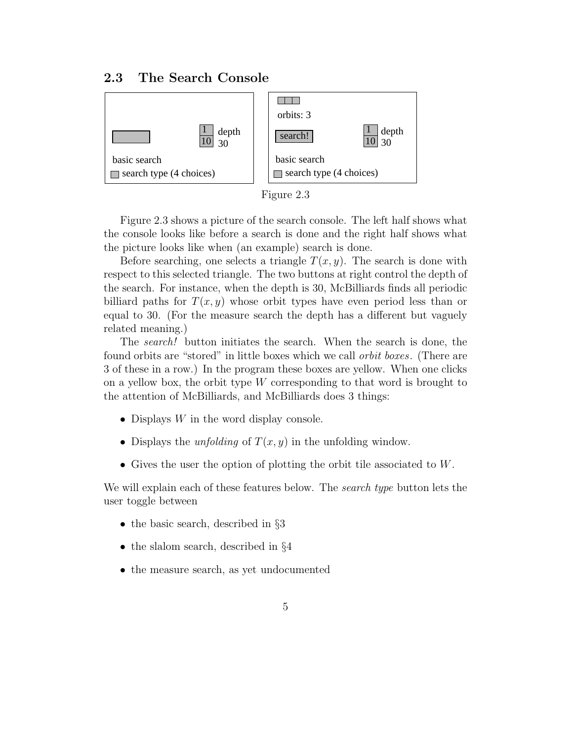## 2.3 The Search Console

Figure 2.3

Figure 2.3 shows a picture of the search console. The left half shows what the console looks like before a search is done and the right half shows what the picture looks like when (an example) search is done.

Before searching, one selects a triangle $T(x, y)$. The search is done with respect to this selected triangle. The two buttons at right control the depth of the search. For instance, when the depth is 30, McBilliards finds all periodic billiard paths for $T(x, y)$ whose orbit types have even period less than or equal to 30. (For the measure search the depth has a different but vaguely related meaning.)

The *search!* button initiates the search. When the search is done, the found orbits are "stored" in little boxes which we call *orbit boxes*. (There are 3 of these in a row.) In the program these boxes are yellow. When one clicks on a yellow box, the orbit type $W$ corresponding to that word is brought to the attention of McBilliards, and McBilliards does 3 things:

- Displays $W$ in the word display console.
- Displays the *unfolding* of $T(x, y)$ in the unfolding window.
- Gives the user the option of plotting the orbit tile associated to $W$.

We will explain each of these features below. The *search type* button lets the user toggle between

- the basic search, described in §3
- the slalom search, described in §4
- the measure search, as yet undocumented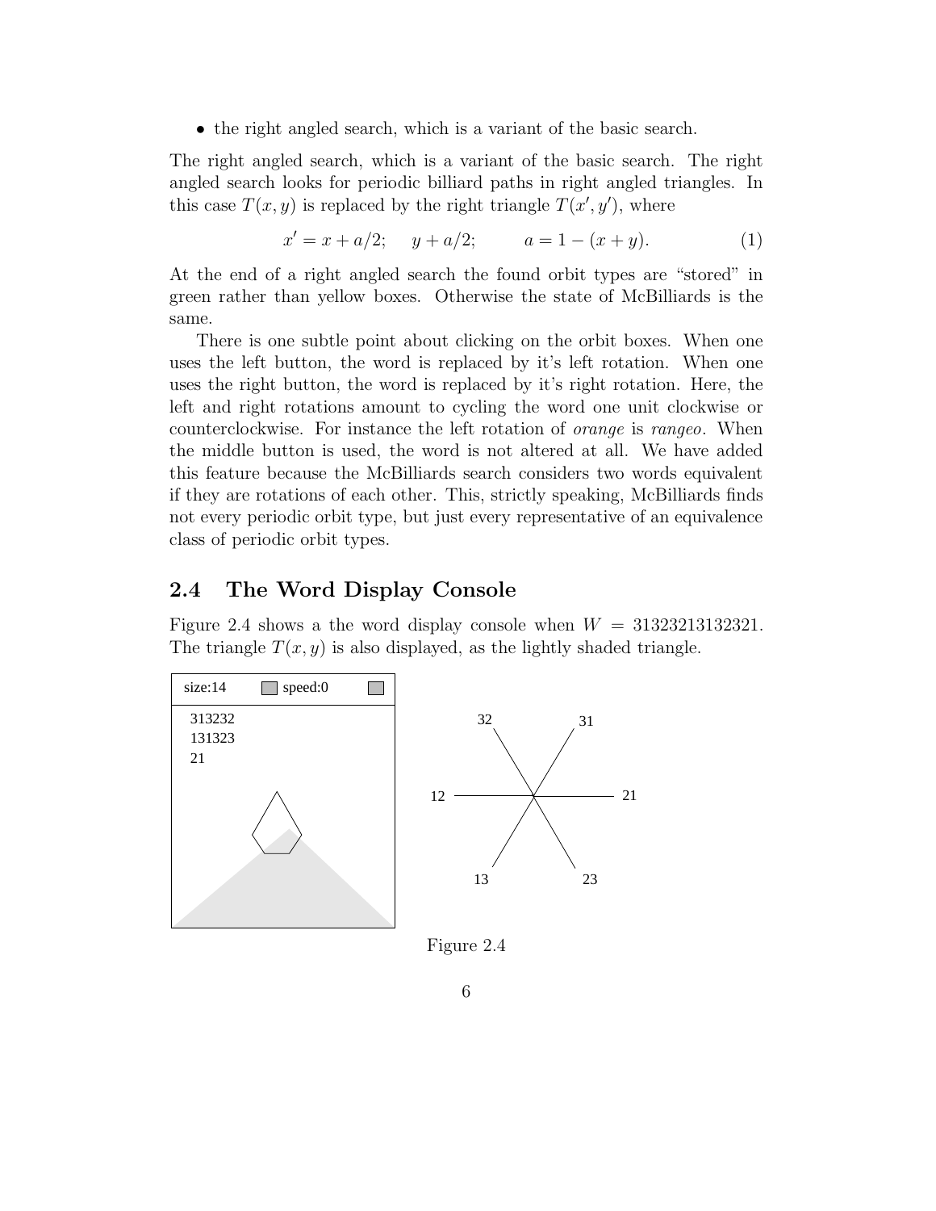- the right angled search, which is a variant of the basic search.

The right angled search, which is a variant of the basic search. The right angled search looks for periodic billiard paths in right angled triangles. In this case $T(x,y)$ is replaced by the right triangle $T(x',y')$, where

$$x' = x + a/2; \quad y + a/2; \qquad a = 1 - (x+y). \tag{1}$$

At the end of a right angled search the found orbit types are "stored" in green rather than yellow boxes. Otherwise the state of McBilliards is the same.

There is one subtle point about clicking on the orbit boxes. When one uses the left button, the word is replaced by it's left rotation. When one uses the right button, the word is replaced by it's right rotation. Here, the left and right rotations amount to cycling the word one unit clockwise or counterclockwise. For instance the left rotation of *orange* is *rangeo*. When the middle button is used, the word is not altered at all. We have added this feature because the McBilliards search considers two words equivalent if they are rotations of each other. This, strictly speaking, McBilliards finds not every periodic orbit type, but just every representative of an equivalence class of periodic orbit types.

## 2.4 The Word Display Console

Figure 2.4 shows a the word display console when $W = 31323213132321$. The triangle $T(x,y)$ is also displayed, as the lightly shaded triangle.

size:14 speed:0

313232
131323
21

32 31 12 21 13 23

Figure 2.4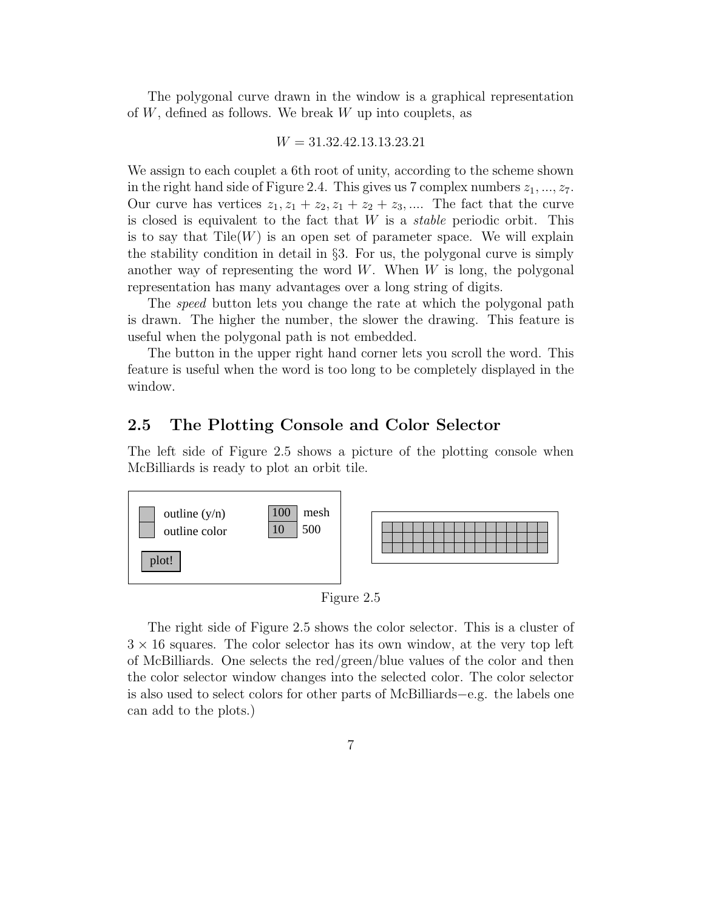The polygonal curve drawn in the window is a graphical representation of $W$, defined as follows. We break $W$ up into couplets, as

$$W = 31.32.42.13.13.23.21$$

We assign to each couplet a 6th root of unity, according to the scheme shown in the right hand side of Figure 2.4. This gives us 7 complex numbers $z_1, ..., z_7$. Our curve has vertices $z_1, z_1 + z_2, z_1 + z_2 + z_3, ....$ The fact that the curve is closed is equivalent to the fact that $W$ is a *stable* periodic orbit. This is to say that Tile($W$) is an open set of parameter space. We will explain the stability condition in detail in §3. For us, the polygonal curve is simply another way of representing the word $W$. When $W$ is long, the polygonal representation has many advantages over a long string of digits.

The *speed* button lets you change the rate at which the polygonal path is drawn. The higher the number, the slower the drawing. This feature is useful when the polygonal path is not embedded.

The button in the upper right hand corner lets you scroll the word. This feature is useful when the word is too long to be completely displayed in the window.

## 2.5 The Plotting Console and Color Selector

The left side of Figure 2.5 shows a picture of the plotting console when McBilliards is ready to plot an orbit tile.

outline (y/n)

outline color

plot!

100 mesh

10 500

Figure 2.5

The right side of Figure 2.5 shows the color selector. This is a cluster of $3 \times 16$ squares. The color selector has its own window, at the very top left of McBilliards. One selects the red/green/blue values of the color and then the color selector window changes into the selected color. The color selector is also used to select colors for other parts of McBilliards−e.g. the labels one can add to the plots.)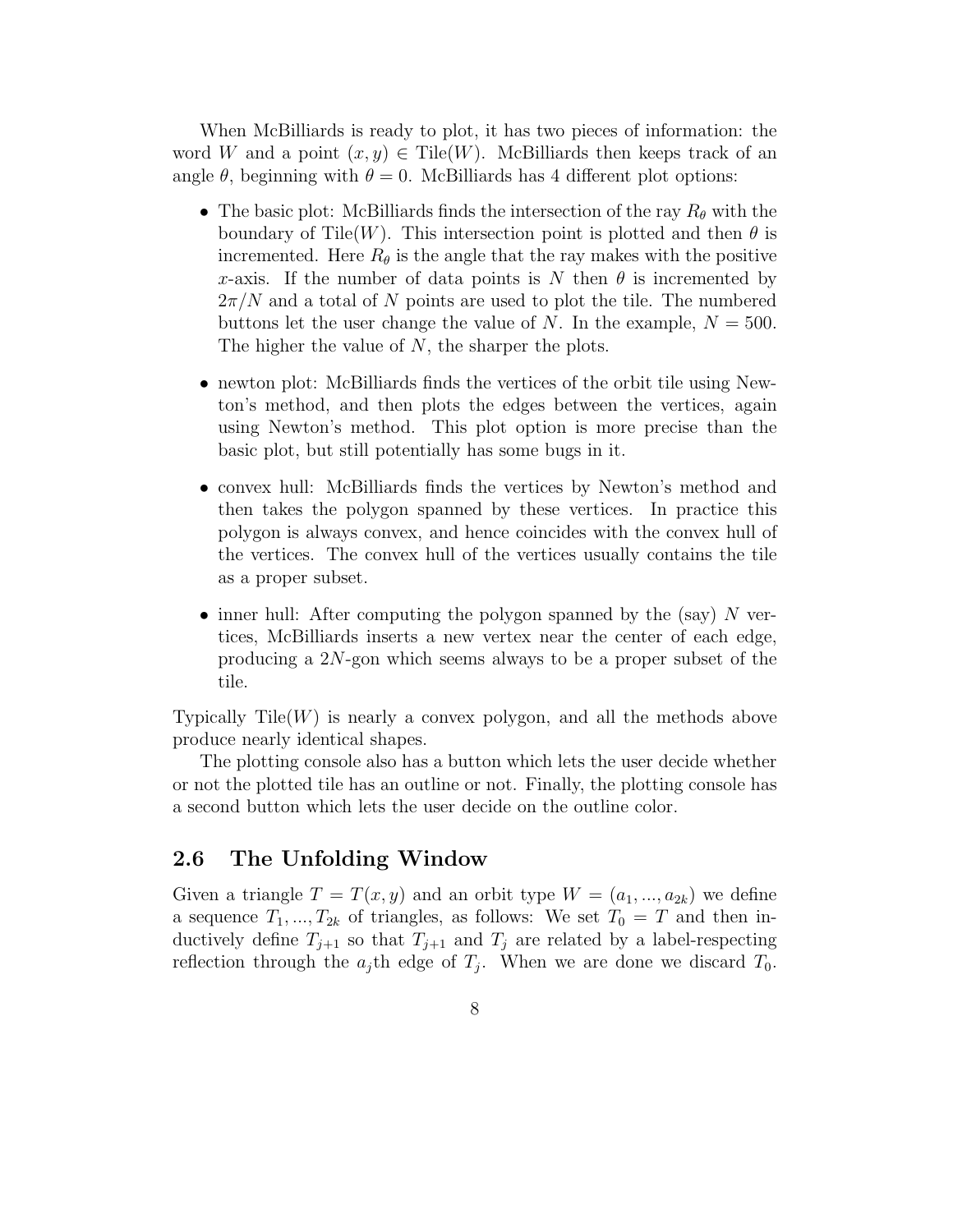When McBilliards is ready to plot, it has two pieces of information: the word $W$ and a point $(x, y) \in \text{Tile}(W)$. McBilliards then keeps track of an angle $\theta$, beginning with $\theta = 0$. McBilliards has 4 different plot options:

- The basic plot: McBilliards finds the intersection of the ray $R_\theta$ with the boundary of Tile$(W)$. This intersection point is plotted and then $\theta$ is incremented. Here $R_\theta$ is the angle that the ray makes with the positive $x$-axis. If the number of data points is $N$ then $\theta$ is incremented by $2\pi/N$ and a total of $N$ points are used to plot the tile. The numbered buttons let the user change the value of $N$. In the example, $N = 500$. The higher the value of $N$, the sharper the plots.
- newton plot: McBilliards finds the vertices of the orbit tile using Newton's method, and then plots the edges between the vertices, again using Newton's method. This plot option is more precise than the basic plot, but still potentially has some bugs in it.
- convex hull: McBilliards finds the vertices by Newton's method and then takes the polygon spanned by these vertices. In practice this polygon is always convex, and hence coincides with the convex hull of the vertices. The convex hull of the vertices usually contains the tile as a proper subset.
- inner hull: After computing the polygon spanned by the (say) $N$ vertices, McBilliards inserts a new vertex near the center of each edge, producing a $2N$-gon which seems always to be a proper subset of the tile.

Typically Tile$(W)$ is nearly a convex polygon, and all the methods above produce nearly identical shapes.

The plotting console also has a button which lets the user decide whether or not the plotted tile has an outline or not. Finally, the plotting console has a second button which lets the user decide on the outline color.

## 2.6 The Unfolding Window

Given a triangle $T = T(x, y)$ and an orbit type $W = (a_1, ..., a_{2k})$ we define a sequence $T_1, ..., T_{2k}$ of triangles, as follows: We set $T_0 = T$ and then inductively define $T_{j+1}$ so that $T_{j+1}$ and $T_j$ are related by a label-respecting reflection through the $a_j$th edge of $T_j$. When we are done we discard $T_0$.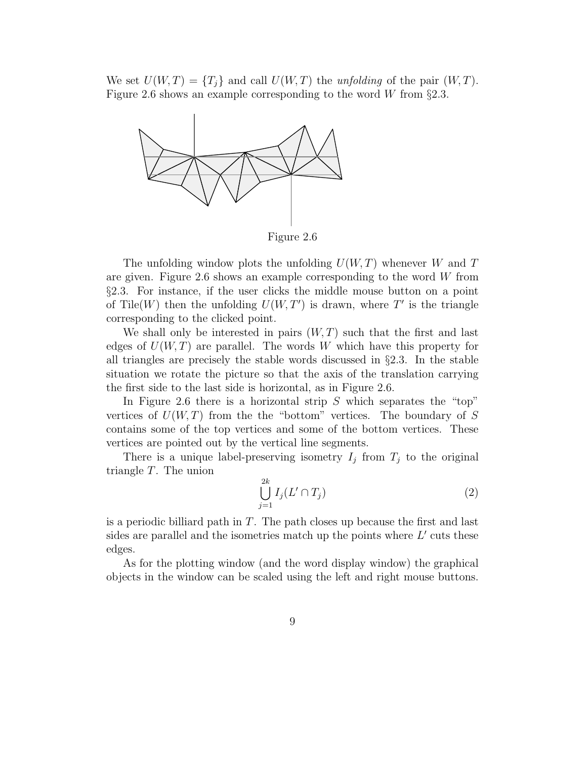We set $U(W,T) = \{T_j\}$ and call $U(W,T)$ the *unfolding* of the pair $(W,T)$. Figure 2.6 shows an example corresponding to the word $W$ from §2.3.

Figure 2.6

The unfolding window plots the unfolding $U(W,T)$ whenever $W$ and $T$ are given. Figure 2.6 shows an example corresponding to the word $W$ from §2.3. For instance, if the user clicks the middle mouse button on a point of Tile($W$) then the unfolding $U(W,T')$ is drawn, where $T'$ is the triangle corresponding to the clicked point.

We shall only be interested in pairs $(W,T)$ such that the first and last edges of $U(W,T)$ are parallel. The words $W$ which have this property for all triangles are precisely the stable words discussed in §2.3. In the stable situation we rotate the picture so that the axis of the translation carrying the first side to the last side is horizontal, as in Figure 2.6.

In Figure 2.6 there is a horizontal strip $S$ which separates the "top" vertices of $U(W,T)$ from the the "bottom" vertices. The boundary of $S$ contains some of the top vertices and some of the bottom vertices. These vertices are pointed out by the vertical line segments.

There is a unique label-preserving isometry $I_j$ from $T_j$ to the original triangle $T$. The union

$$\bigcup_{j=1}^{2k} I_j(L' \cap T_j) \tag{2}$$

is a periodic billiard path in $T$. The path closes up because the first and last sides are parallel and the isometries match up the points where $L'$ cuts these edges.

As for the plotting window (and the word display window) the graphical objects in the window can be scaled using the left and right mouse buttons.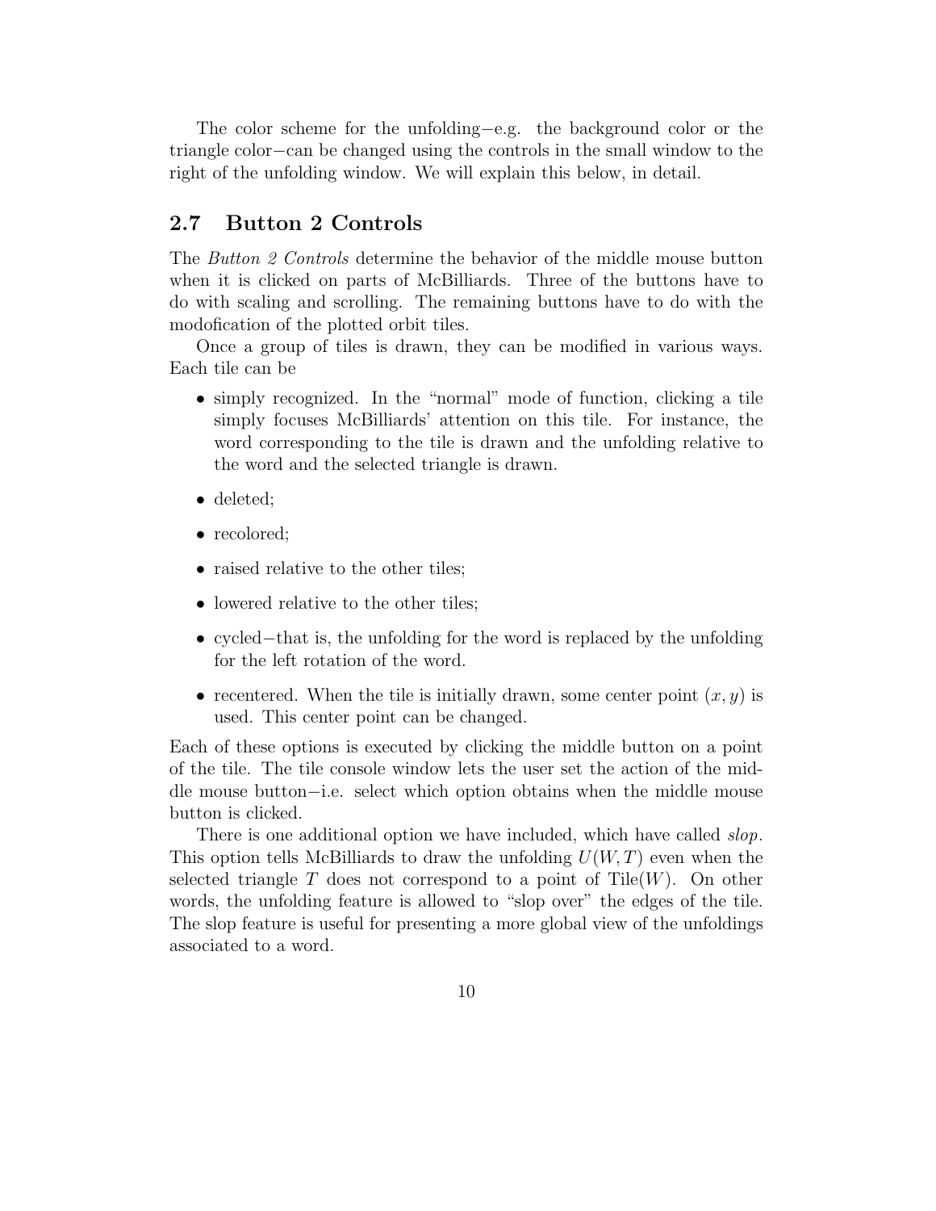The color scheme for the unfolding−e.g. the background color or the triangle color−can be changed using the controls in the small window to the right of the unfolding window. We will explain this below, in detail.

## 2.7 Button 2 Controls

The *Button 2 Controls* determine the behavior of the middle mouse button when it is clicked on parts of McBilliards. Three of the buttons have to do with scaling and scrolling. The remaining buttons have to do with the modofication of the plotted orbit tiles.

Once a group of tiles is drawn, they can be modified in various ways. Each tile can be

- simply recognized. In the "normal" mode of function, clicking a tile simply focuses McBilliards' attention on this tile. For instance, the word corresponding to the tile is drawn and the unfolding relative to the word and the selected triangle is drawn.
- deleted;
- recolored;
- raised relative to the other tiles;
- lowered relative to the other tiles;
- cycled−that is, the unfolding for the word is replaced by the unfolding for the left rotation of the word.
- recentered. When the tile is initially drawn, some center point $(x, y)$ is used. This center point can be changed.

Each of these options is executed by clicking the middle button on a point of the tile. The tile console window lets the user set the action of the middle mouse button−i.e. select which option obtains when the middle mouse button is clicked.

There is one additional option we have included, which have called *slop*. This option tells McBilliards to draw the unfolding $U(W, T)$ even when the selected triangle $T$ does not correspond to a point of $\text{Tile}(W)$. On other words, the unfolding feature is allowed to "slop over" the edges of the tile. The slop feature is useful for presenting a more global view of the unfoldings associated to a word.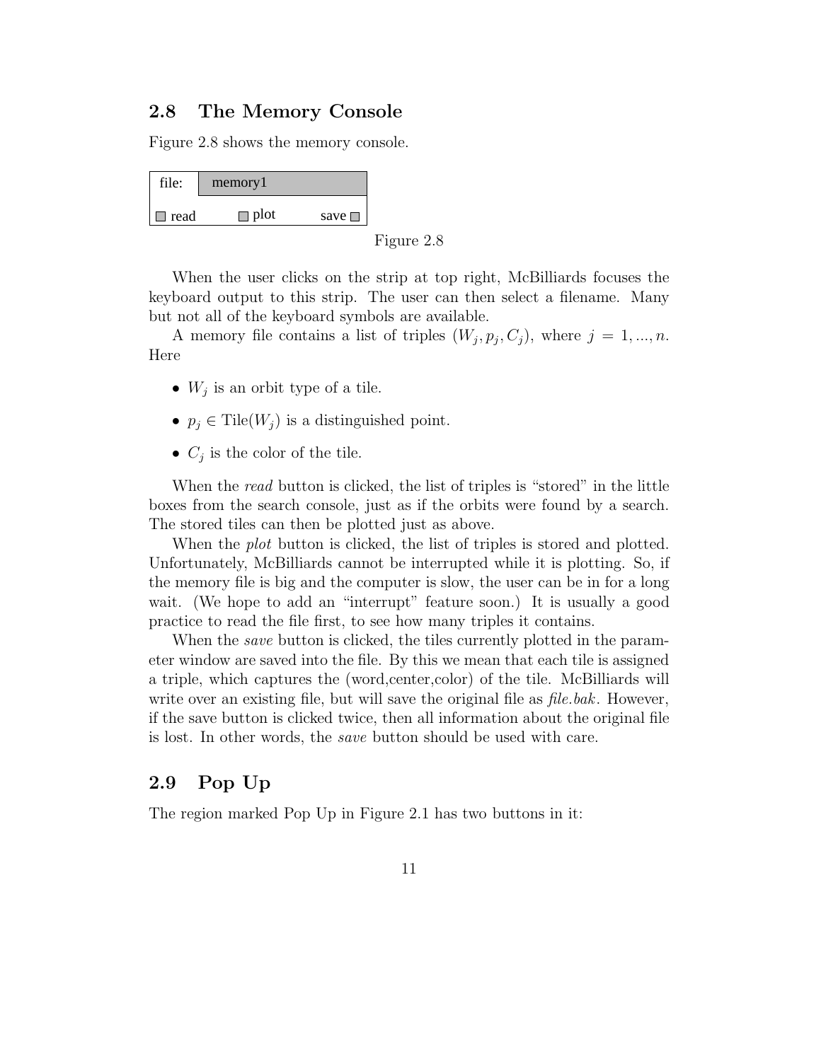## 2.8 The Memory Console

Figure 2.8 shows the memory console.

| file: | memory1 | |
|---|---|---|
| read | plot | save |

Figure 2.8

When the user clicks on the strip at top right, McBilliards focuses the keyboard output to this strip. The user can then select a filename. Many but not all of the keyboard symbols are available.

A memory file contains a list of triples $(W_j, p_j, C_j)$, where $j = 1, ..., n$. Here

- $W_j$ is an orbit type of a tile.
- $p_j \in \text{Tile}(W_j)$ is a distinguished point.
- $C_j$ is the color of the tile.

When the *read* button is clicked, the list of triples is "stored" in the little boxes from the search console, just as if the orbits were found by a search. The stored tiles can then be plotted just as above.

When the *plot* button is clicked, the list of triples is stored and plotted. Unfortunately, McBilliards cannot be interrupted while it is plotting. So, if the memory file is big and the computer is slow, the user can be in for a long wait. (We hope to add an "interrupt" feature soon.) It is usually a good practice to read the file first, to see how many triples it contains.

When the *save* button is clicked, the tiles currently plotted in the parameter window are saved into the file. By this we mean that each tile is assigned a triple, which captures the (word,center,color) of the tile. McBilliards will write over an existing file, but will save the original file as *file.bak*. However, if the save button is clicked twice, then all information about the original file is lost. In other words, the *save* button should be used with care.

## 2.9 Pop Up

The region marked Pop Up in Figure 2.1 has two buttons in it: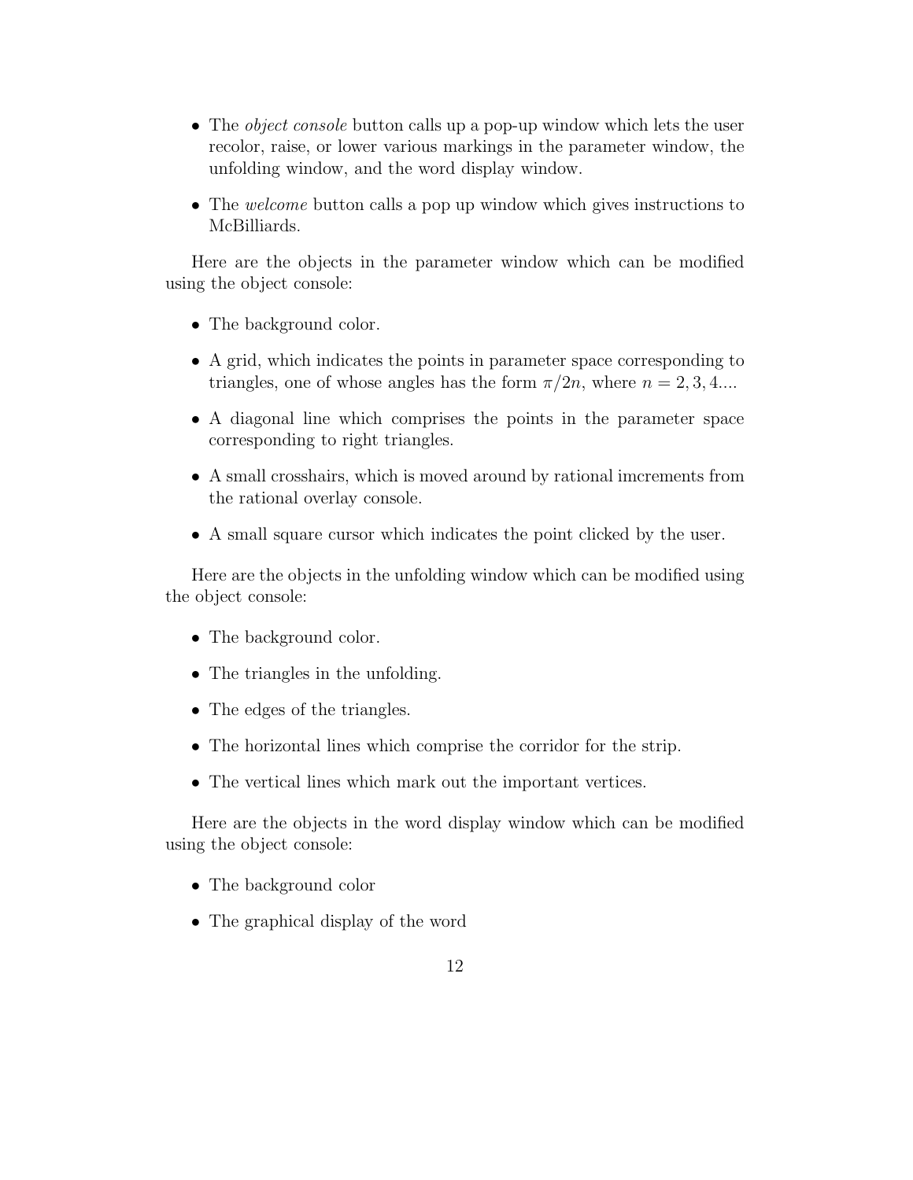- The *object console* button calls up a pop-up window which lets the user recolor, raise, or lower various markings in the parameter window, the unfolding window, and the word display window.
- The *welcome* button calls a pop up window which gives instructions to McBilliards.

Here are the objects in the parameter window which can be modified using the object console:

- The background color.
- A grid, which indicates the points in parameter space corresponding to triangles, one of whose angles has the form $\pi/2n$, where $n = 2, 3, 4....$
- A diagonal line which comprises the points in the parameter space corresponding to right triangles.
- A small crosshairs, which is moved around by rational imcrements from the rational overlay console.
- A small square cursor which indicates the point clicked by the user.

Here are the objects in the unfolding window which can be modified using the object console:

- The background color.
- The triangles in the unfolding.
- The edges of the triangles.
- The horizontal lines which comprise the corridor for the strip.
- The vertical lines which mark out the important vertices.

Here are the objects in the word display window which can be modified using the object console:

- The background color
- The graphical display of the word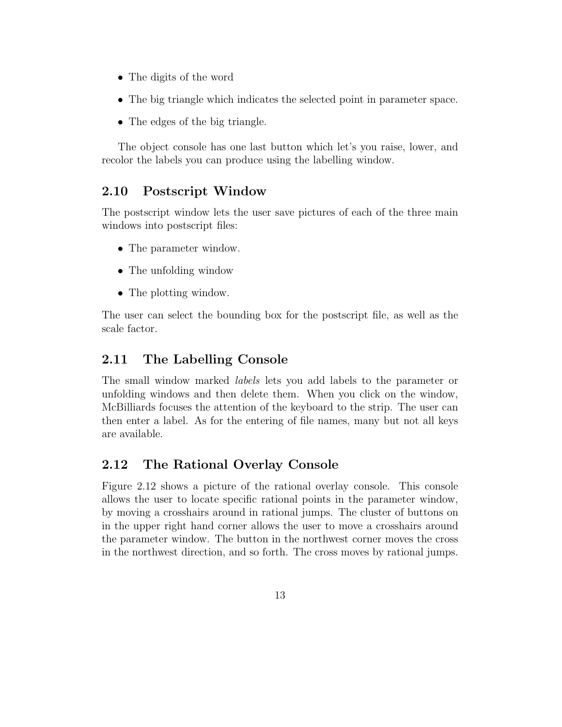- The digits of the word
- The big triangle which indicates the selected point in parameter space.
- The edges of the big triangle.

The object console has one last button which let's you raise, lower, and recolor the labels you can produce using the labelling window.

## 2.10 Postscript Window

The postscript window lets the user save pictures of each of the three main windows into postscript files:

- The parameter window.
- The unfolding window
- The plotting window.

The user can select the bounding box for the postscript file, as well as the scale factor.

## 2.11 The Labelling Console

The small window marked *labels* lets you add labels to the parameter or unfolding windows and then delete them. When you click on the window, McBilliards focuses the attention of the keyboard to the strip. The user can then enter a label. As for the entering of file names, many but not all keys are available.

## 2.12 The Rational Overlay Console

Figure 2.12 shows a picture of the rational overlay console. This console allows the user to locate specific rational points in the parameter window, by moving a crosshairs around in rational jumps. The cluster of buttons on in the upper right hand corner allows the user to move a crosshairs around the parameter window. The button in the northwest corner moves the cross in the northwest direction, and so forth. The cross moves by rational jumps.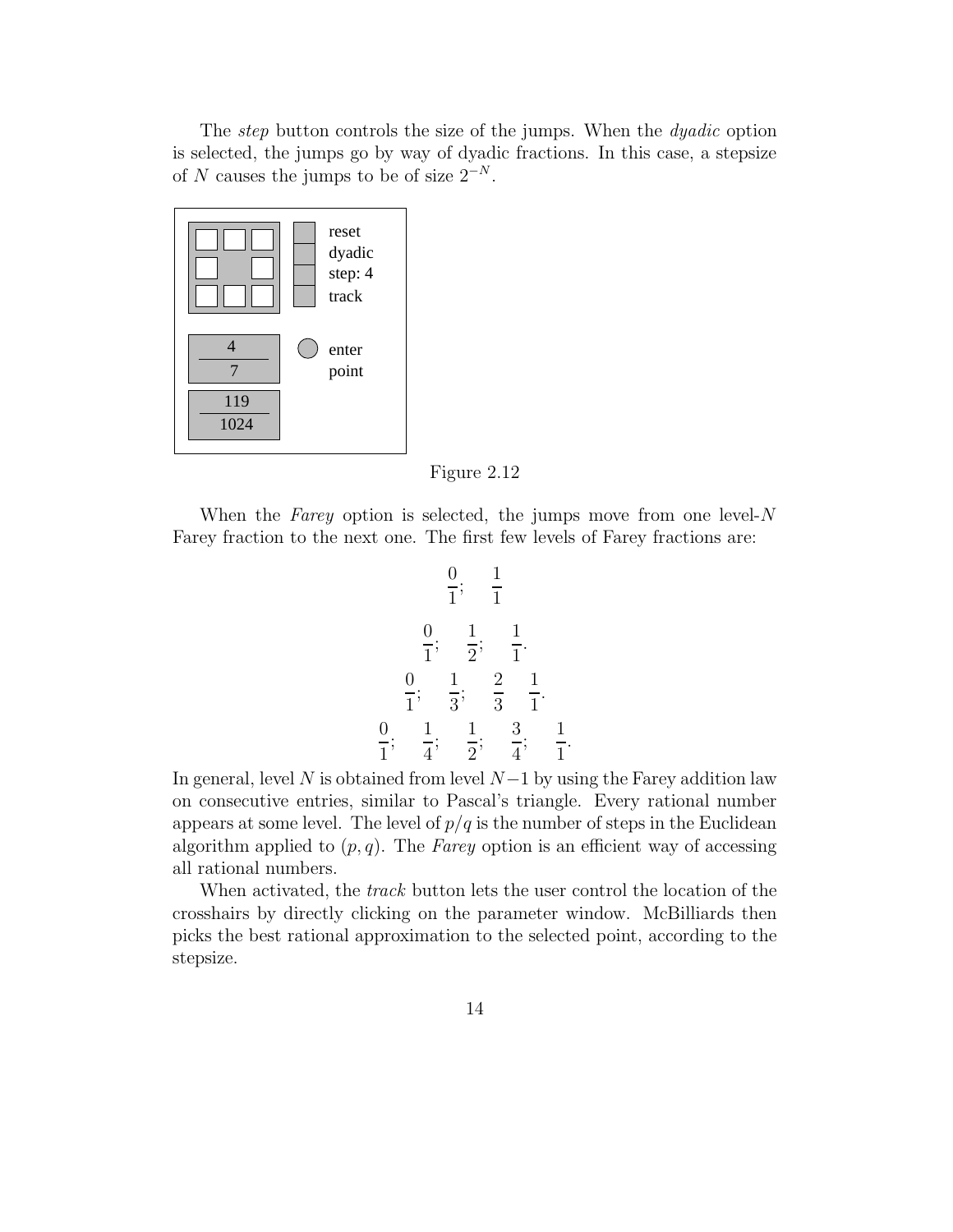The *step* button controls the size of the jumps. When the *dyadic* option is selected, the jumps go by way of dyadic fractions. In this case, a stepsize of $N$ causes the jumps to be of size $2^{-N}$.

Figure 2.12

When the *Farey* option is selected, the jumps move from one level-$N$ Farey fraction to the next one. The first few levels of Farey fractions are:

$$\frac{0}{1}; \quad \frac{1}{1}$$

$$\frac{0}{1}; \quad \frac{1}{2}; \quad \frac{1}{1}.$$

$$\frac{0}{1}; \quad \frac{1}{3}; \quad \frac{2}{3} \quad \frac{1}{1}.$$

$$\frac{0}{1}; \quad \frac{1}{4}; \quad \frac{1}{2}; \quad \frac{3}{4}; \quad \frac{1}{1}.$$

In general, level $N$ is obtained from level $N-1$ by using the Farey addition law on consecutive entries, similar to Pascal's triangle. Every rational number appears at some level. The level of $p/q$ is the number of steps in the Euclidean algorithm applied to $(p, q)$. The *Farey* option is an efficient way of accessing all rational numbers.

When activated, the *track* button lets the user control the location of the crosshairs by directly clicking on the parameter window. McBilliards then picks the best rational approximation to the selected point, according to the stepsize.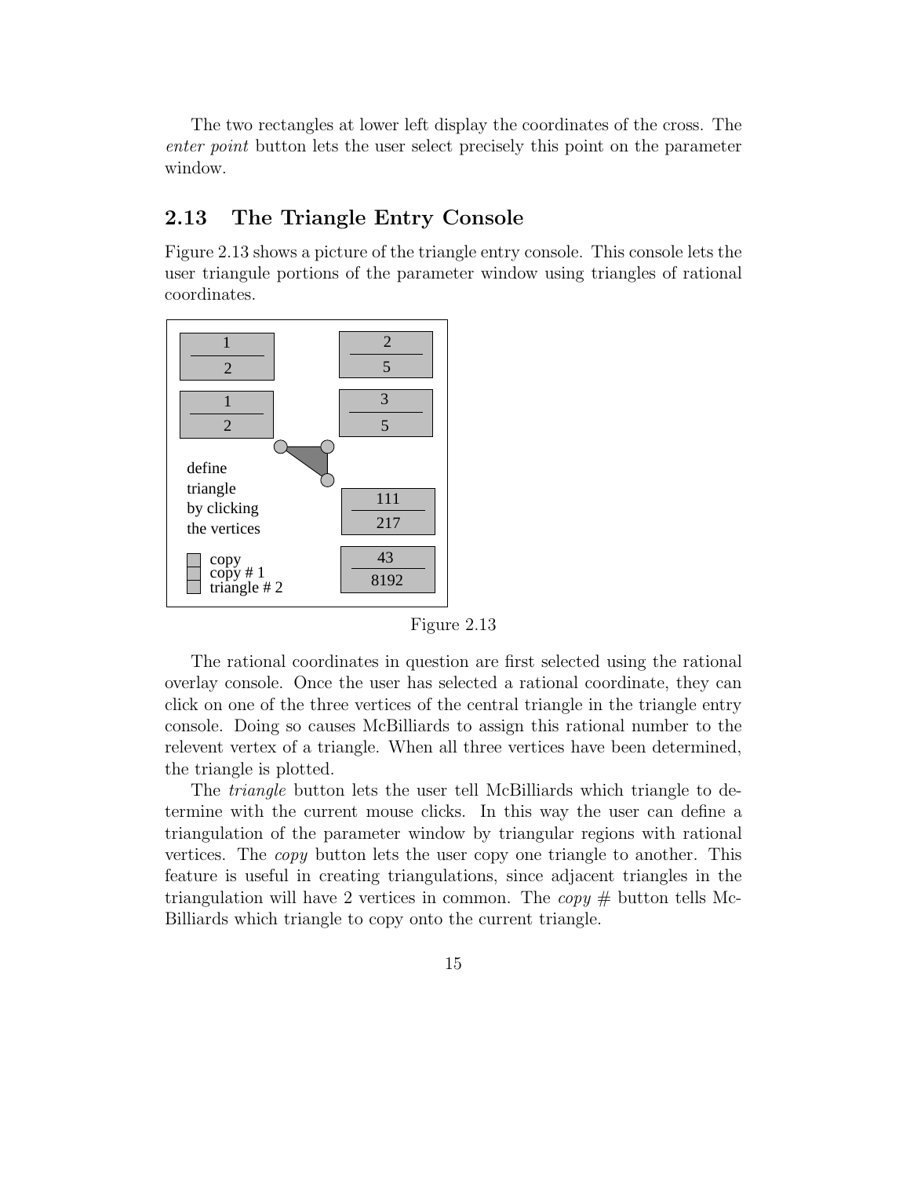The two rectangles at lower left display the coordinates of the cross. The *enter point* button lets the user select precisely this point on the parameter window.

## 2.13 The Triangle Entry Console

Figure 2.13 shows a picture of the triangle entry console. This console lets the user triangule portions of the parameter window using triangles of rational coordinates.

Figure 2.13

The rational coordinates in question are first selected using the rational overlay console. Once the user has selected a rational coordinate, they can click on one of the three vertices of the central triangle in the triangle entry console. Doing so causes McBilliards to assign this rational number to the relevent vertex of a triangle. When all three vertices have been determined, the triangle is plotted.

The *triangle* button lets the user tell McBilliards which triangle to determine with the current mouse clicks. In this way the user can define a triangulation of the parameter window by triangular regions with rational vertices. The *copy* button lets the user copy one triangle to another. This feature is useful in creating triangulations, since adjacent triangles in the triangulation will have 2 vertices in common. The *copy #* button tells McBilliards which triangle to copy onto the current triangle.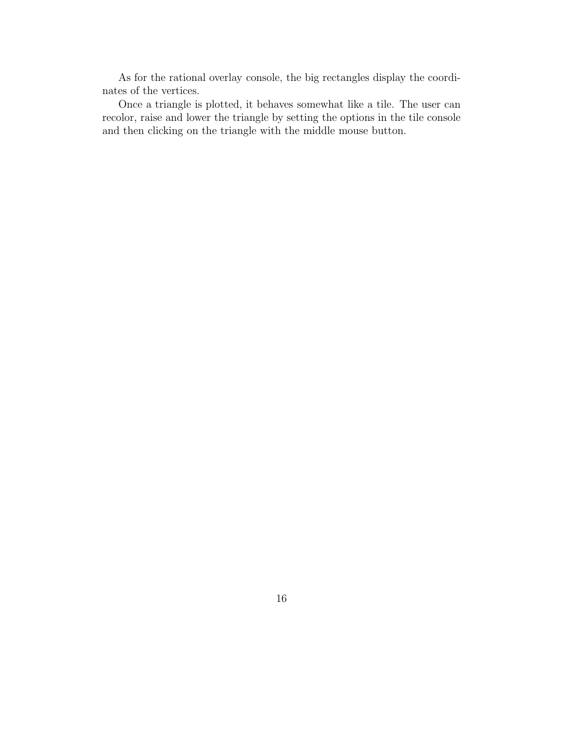As for the rational overlay console, the big rectangles display the coordinates of the vertices.

Once a triangle is plotted, it behaves somewhat like a tile. The user can recolor, raise and lower the triangle by setting the options in the tile console and then clicking on the triangle with the middle mouse button.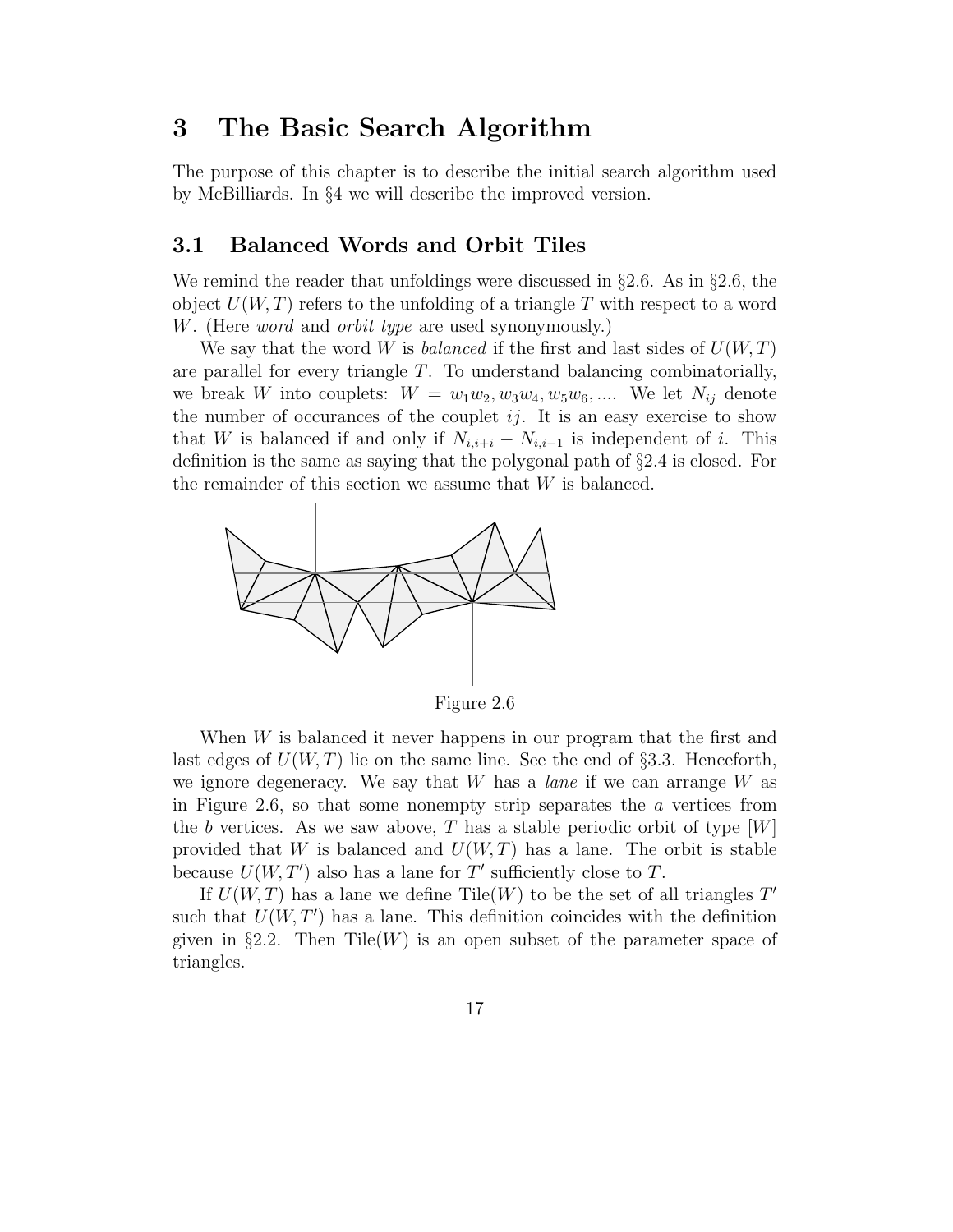# 3 The Basic Search Algorithm

The purpose of this chapter is to describe the initial search algorithm used by McBilliards. In §4 we will describe the improved version.

## 3.1 Balanced Words and Orbit Tiles

We remind the reader that unfoldings were discussed in §2.6. As in §2.6, the object $U(W,T)$ refers to the unfolding of a triangle $T$ with respect to a word $W$. (Here *word* and *orbit type* are used synonymously.)

We say that the word $W$ is *balanced* if the first and last sides of $U(W,T)$ are parallel for every triangle $T$. To understand balancing combinatorially, we break $W$ into couplets: $W = w_1w_2, w_3w_4, w_5w_6, ....$ We let $N_{ij}$ denote the number of occurances of the couplet $ij$. It is an easy exercise to show that $W$ is balanced if and only if $N_{i,i+i} - N_{i,i-1}$ is independent of $i$. This definition is the same as saying that the polygonal path of §2.4 is closed. For the remainder of this section we assume that $W$ is balanced.

Figure 2.6

When $W$ is balanced it never happens in our program that the first and last edges of $U(W,T)$ lie on the same line. See the end of §3.3. Henceforth, we ignore degeneracy. We say that $W$ has a *lane* if we can arrange $W$ as in Figure 2.6, so that some nonempty strip separates the $a$ vertices from the $b$ vertices. As we saw above, $T$ has a stable periodic orbit of type $[W]$ provided that $W$ is balanced and $U(W,T)$ has a lane. The orbit is stable because $U(W,T')$ also has a lane for $T'$ sufficiently close to $T$.

If $U(W,T)$ has a lane we define $\text{Tile}(W)$ to be the set of all triangles $T'$ such that $U(W,T')$ has a lane. This definition coincides with the definition given in §2.2. Then $\text{Tile}(W)$ is an open subset of the parameter space of triangles.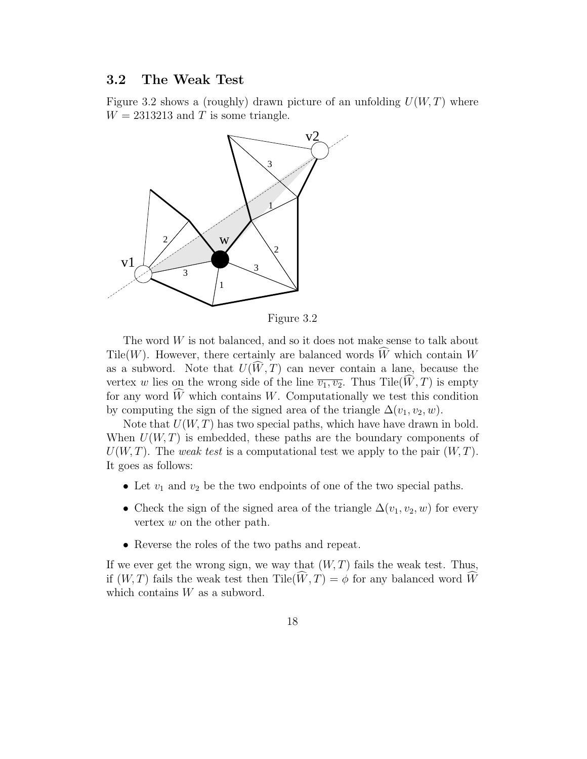## 3.2 The Weak Test

Figure 3.2 shows a (roughly) drawn picture of an unfolding $U(W,T)$ where $W = 2313213$ and $T$ is some triangle.

Figure 3.2

The word $W$ is not balanced, and so it does not make sense to talk about $\text{Tile}(W)$. However, there certainly are balanced words $\widehat{W}$ which contain $W$ as a subword. Note that $U(\widehat{W},T)$ can never contain a lane, because the vertex $w$ lies on the wrong side of the line $\overline{v_1, v_2}$. Thus $\text{Tile}(\widehat{W},T)$ is empty for any word $\widehat{W}$ which contains $W$. Computationally we test this condition by computing the sign of the signed area of the triangle $\Delta(v_1, v_2, w)$.

Note that $U(W,T)$ has two special paths, which have have drawn in bold. When $U(W,T)$ is embedded, these paths are the boundary components of $U(W,T)$. The *weak test* is a computational test we apply to the pair $(W,T)$. It goes as follows:

- Let $v_1$ and $v_2$ be the two endpoints of one of the two special paths.
- Check the sign of the signed area of the triangle $\Delta(v_1, v_2, w)$ for every vertex $w$ on the other path.
- Reverse the roles of the two paths and repeat.

If we ever get the wrong sign, we way that $(W,T)$ fails the weak test. Thus, if $(W,T)$ fails the weak test then $\text{Tile}(\widehat{W},T) = \phi$ for any balanced word $\widehat{W}$ which contains $W$ as a subword.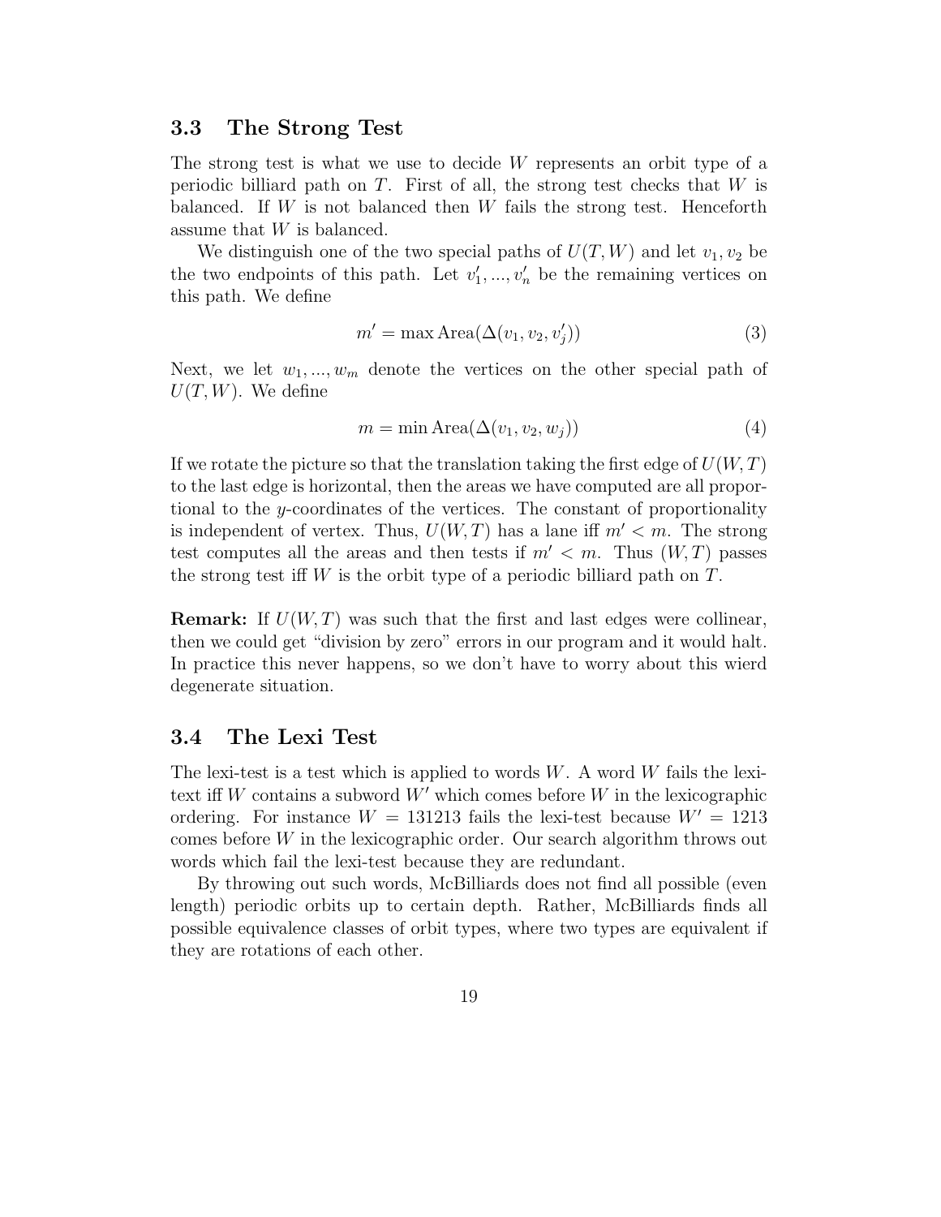### 3.3 The Strong Test

The strong test is what we use to decide $W$ represents an orbit type of a periodic billiard path on $T$. First of all, the strong test checks that $W$ is balanced. If $W$ is not balanced then $W$ fails the strong test. Henceforth assume that $W$ is balanced.

We distinguish one of the two special paths of $U(T, W)$ and let $v_1, v_2$ be the two endpoints of this path. Let $v_1', ..., v_n'$ be the remaining vertices on this path. We define

$$m' = \max \text{Area}(\Delta(v_1, v_2, v_j')) \tag{3}$$

Next, we let $w_1, ..., w_m$ denote the vertices on the other special path of $U(T, W)$. We define

$$m = \min \text{Area}(\Delta(v_1, v_2, w_j)) \tag{4}$$

If we rotate the picture so that the translation taking the first edge of $U(W, T)$ to the last edge is horizontal, then the areas we have computed are all proportional to the $y$-coordinates of the vertices. The constant of proportionality is independent of vertex. Thus, $U(W, T)$ has a lane iff $m' < m$. The strong test computes all the areas and then tests if $m' < m$. Thus $(W, T)$ passes the strong test iff $W$ is the orbit type of a periodic billiard path on $T$.

**Remark:** If $U(W, T)$ was such that the first and last edges were collinear, then we could get "division by zero" errors in our program and it would halt. In practice this never happens, so we don't have to worry about this wierd degenerate situation.

### 3.4 The Lexi Test

The lexi-test is a test which is applied to words $W$. A word $W$ fails the lexi-text iff $W$ contains a subword $W'$ which comes before $W$ in the lexicographic ordering. For instance $W = 131213$ fails the lexi-test because $W' = 1213$ comes before $W$ in the lexicographic order. Our search algorithm throws out words which fail the lexi-test because they are redundant.

By throwing out such words, McBilliards does not find all possible (even length) periodic orbits up to certain depth. Rather, McBilliards finds all possible equivalence classes of orbit types, where two types are equivalent if they are rotations of each other.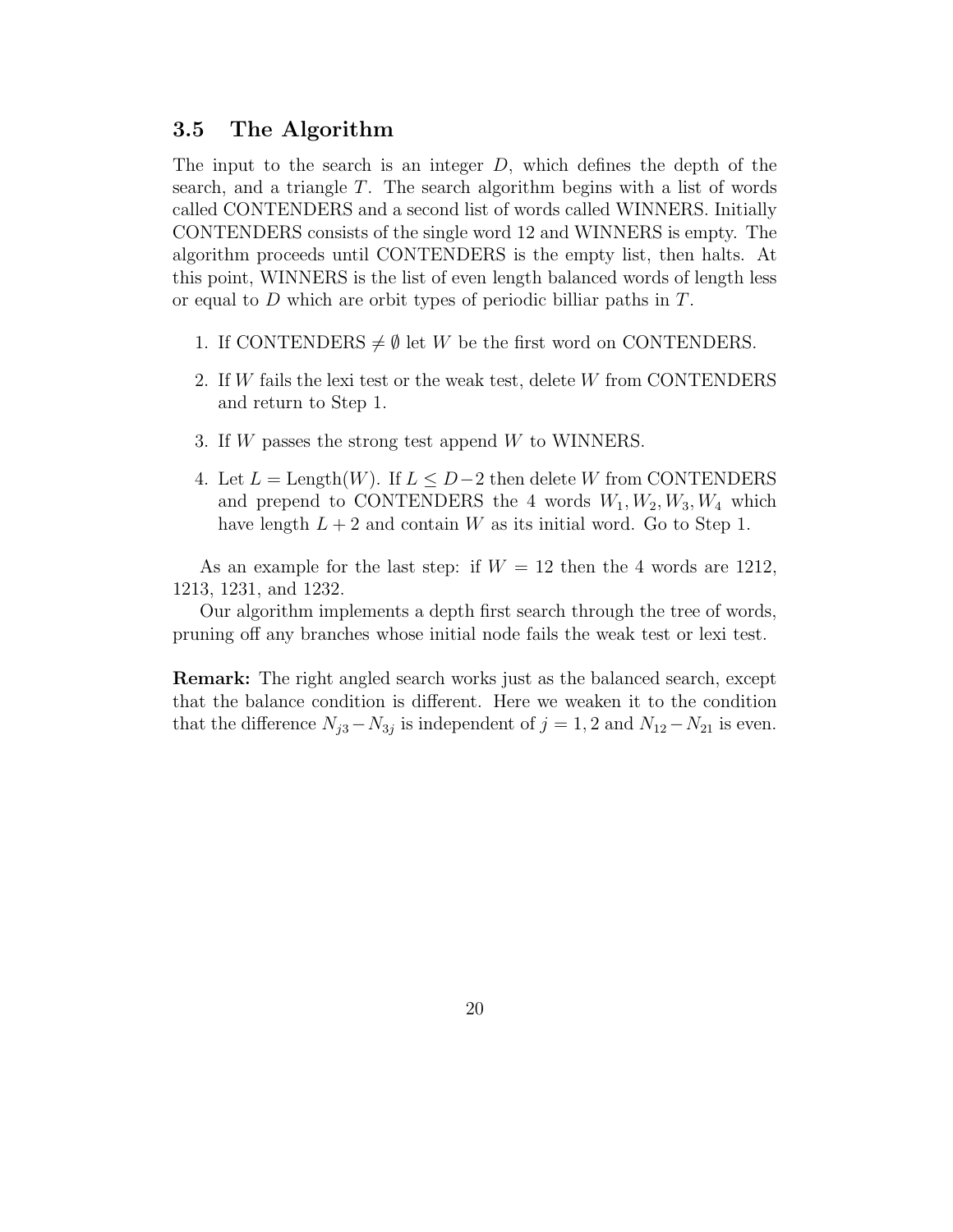### 3.5 The Algorithm

The input to the search is an integer $D$, which defines the depth of the search, and a triangle $T$. The search algorithm begins with a list of words called CONTENDERS and a second list of words called WINNERS. Initially CONTENDERS consists of the single word 12 and WINNERS is empty. The algorithm proceeds until CONTENDERS is the empty list, then halts. At this point, WINNERS is the list of even length balanced words of length less or equal to $D$ which are orbit types of periodic billiar paths in $T$.

1. If CONTENDERS $\neq \emptyset$ let $W$ be the first word on CONTENDERS.
2. If $W$ fails the lexi test or the weak test, delete $W$ from CONTENDERS and return to Step 1.
3. If $W$ passes the strong test append $W$ to WINNERS.
4. Let $L = \text{Length}(W)$. If $L \leq D-2$ then delete $W$ from CONTENDERS and prepend to CONTENDERS the 4 words $W_1, W_2, W_3, W_4$ which have length $L+2$ and contain $W$ as its initial word. Go to Step 1.

As an example for the last step: if $W = 12$ then the 4 words are 1212, 1213, 1231, and 1232.

Our algorithm implements a depth first search through the tree of words, pruning off any branches whose initial node fails the weak test or lexi test.

**Remark:** The right angled search works just as the balanced search, except that the balance condition is different. Here we weaken it to the condition that the difference $N_{j3} - N_{3j}$ is independent of $j = 1, 2$ and $N_{12} - N_{21}$ is even.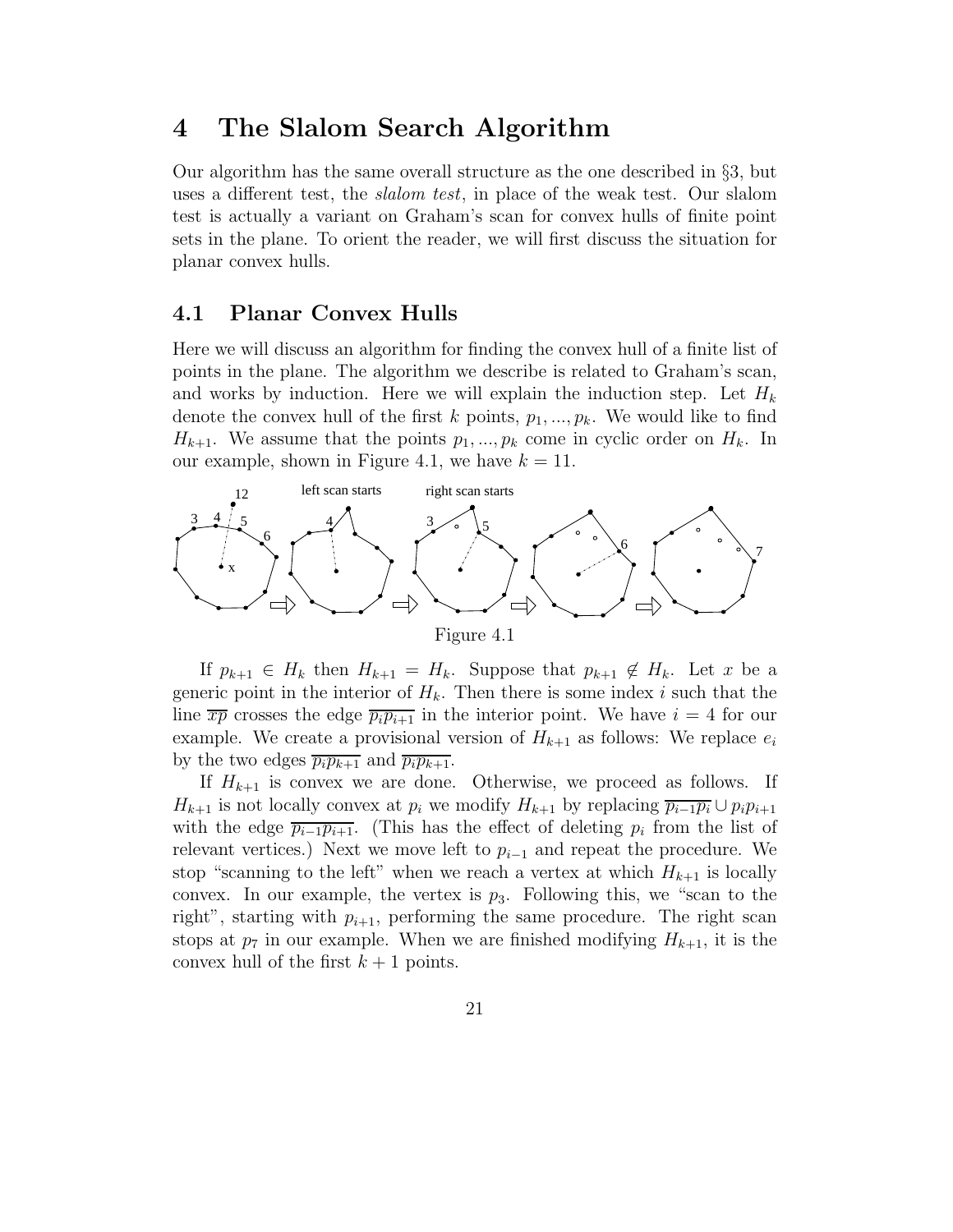# 4 The Slalom Search Algorithm

Our algorithm has the same overall structure as the one described in §3, but uses a different test, the *slalom test*, in place of the weak test. Our slalom test is actually a variant on Graham's scan for convex hulls of finite point sets in the plane. To orient the reader, we will first discuss the situation for planar convex hulls.

## 4.1 Planar Convex Hulls

Here we will discuss an algorithm for finding the convex hull of a finite list of points in the plane. The algorithm we describe is related to Graham's scan, and works by induction. Here we will explain the induction step. Let $H_k$ denote the convex hull of the first $k$ points, $p_1, ..., p_k$. We would like to find $H_{k+1}$. We assume that the points $p_1, ..., p_k$ come in cyclic order on $H_k$. In our example, shown in Figure 4.1, we have $k = 11$.

Figure 4.1

If $p_{k+1} \in H_k$ then $H_{k+1} = H_k$. Suppose that $p_{k+1} \not\in H_k$. Let $x$ be a generic point in the interior of $H_k$. Then there is some index $i$ such that the line $\overline{xp}$ crosses the edge $\overline{p_i p_{i+1}}$ in the interior point. We have $i = 4$ for our example. We create a provisional version of $H_{k+1}$ as follows: We replace $e_i$ by the two edges $\overline{p_i p_{k+1}}$ and $\overline{p_i p_{k+1}}$.

If $H_{k+1}$ is convex we are done. Otherwise, we proceed as follows. If $H_{k+1}$ is not locally convex at $p_i$ we modify $H_{k+1}$ by replacing $\overline{p_{i-1}p_i} \cup p_i p_{i+1}$ with the edge $\overline{p_{i-1}p_{i+1}}$. (This has the effect of deleting $p_i$ from the list of relevant vertices.) Next we move left to $p_{i-1}$ and repeat the procedure. We stop "scanning to the left" when we reach a vertex at which $H_{k+1}$ is locally convex. In our example, the vertex is $p_3$. Following this, we "scan to the right", starting with $p_{i+1}$, performing the same procedure. The right scan stops at $p_7$ in our example. When we are finished modifying $H_{k+1}$, it is the convex hull of the first $k + 1$ points.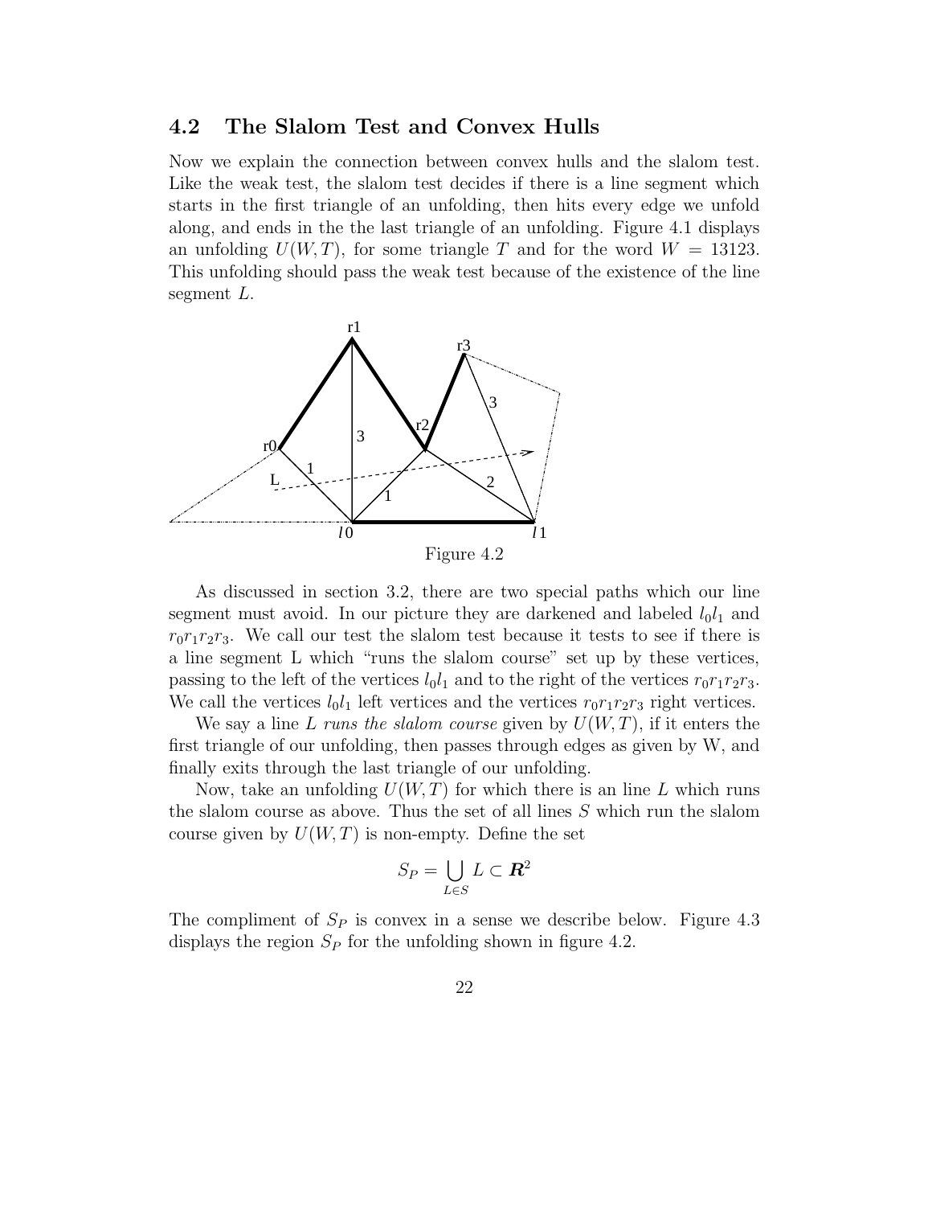## 4.2 The Slalom Test and Convex Hulls

Now we explain the connection between convex hulls and the slalom test. Like the weak test, the slalom test decides if there is a line segment which starts in the first triangle of an unfolding, then hits every edge we unfold along, and ends in the the last triangle of an unfolding. Figure 4.1 displays an unfolding $U(W,T)$, for some triangle $T$ and for the word $W = 13123$. This unfolding should pass the weak test because of the existence of the line segment $L$.

Figure 4.2

As discussed in section 3.2, there are two special paths which our line segment must avoid. In our picture they are darkened and labeled $l_0 l_1$ and $r_0 r_1 r_2 r_3$. We call our test the slalom test because it tests to see if there is a line segment L which "runs the slalom course" set up by these vertices, passing to the left of the vertices $l_0 l_1$ and to the right of the vertices $r_0 r_1 r_2 r_3$. We call the vertices $l_0 l_1$ left vertices and the vertices $r_0 r_1 r_2 r_3$ right vertices.

We say a line $L$ *runs the slalom course* given by $U(W,T)$, if it enters the first triangle of our unfolding, then passes through edges as given by W, and finally exits through the last triangle of our unfolding.

Now, take an unfolding $U(W,T)$ for which there is an line $L$ which runs the slalom course as above. Thus the set of all lines $S$ which run the slalom course given by $U(W,T)$ is non-empty. Define the set

$$S_P = \bigcup_{L \in S} L \subset \boldsymbol{R}^2$$

The compliment of $S_P$ is convex in a sense we describe below. Figure 4.3 displays the region $S_P$ for the unfolding shown in figure 4.2.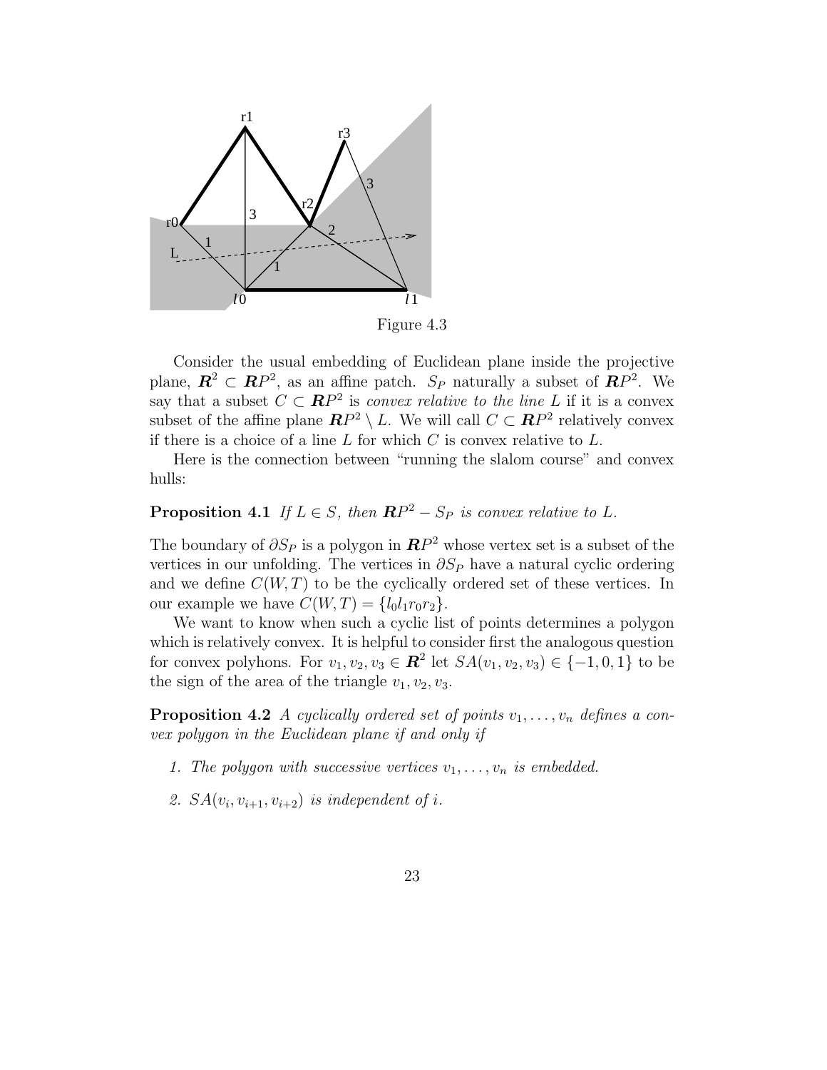Figure 4.3

Consider the usual embedding of Euclidean plane inside the projective plane, $\boldsymbol{R}^2 \subset \boldsymbol{R}P^2$, as an affine patch. $S_P$ naturally a subset of $\boldsymbol{R}P^2$. We say that a subset $C \subset \boldsymbol{R}P^2$ is *convex relative to the line* $L$ if it is a convex subset of the affine plane $\boldsymbol{R}P^2 \setminus L$. We will call $C \subset \boldsymbol{R}P^2$ relatively convex if there is a choice of a line $L$ for which $C$ is convex relative to $L$.

Here is the connection between "running the slalom course" and convex hulls:

**Proposition 4.1** *If $L \in S$, then $\boldsymbol{R}P^2 - S_P$ is convex relative to $L$.*

The boundary of $\partial S_P$ is a polygon in $\boldsymbol{R}P^2$ whose vertex set is a subset of the vertices in our unfolding. The vertices in $\partial S_P$ have a natural cyclic ordering and we define $C(W,T)$ to be the cyclically ordered set of these vertices. In our example we have $C(W,T) = \{l_0 l_1 r_0 r_2\}$.

We want to know when such a cyclic list of points determines a polygon which is relatively convex. It is helpful to consider first the analogous question for convex polyhons. For $v_1, v_2, v_3 \in \boldsymbol{R}^2$ let $SA(v_1, v_2, v_3) \in \{-1, 0, 1\}$ to be the sign of the area of the triangle $v_1, v_2, v_3$.

**Proposition 4.2** *A cyclically ordered set of points $v_1, \ldots, v_n$ defines a convex polygon in the Euclidean plane if and only if*

1. *The polygon with successive vertices $v_1, \ldots, v_n$ is embedded.*
2. *$SA(v_i, v_{i+1}, v_{i+2})$ is independent of $i$.*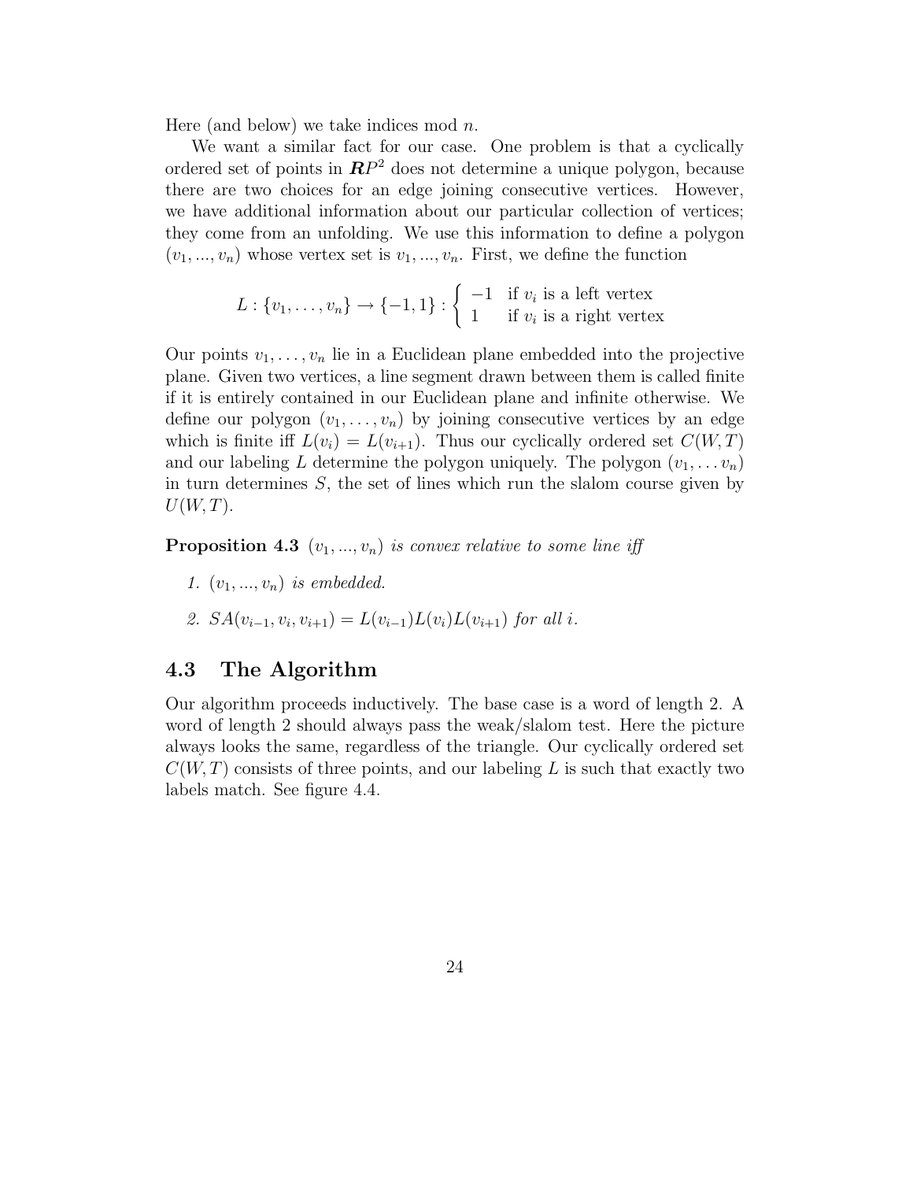Here (and below) we take indices mod $n$.

We want a similar fact for our case. One problem is that a cyclically ordered set of points in $\boldsymbol{R}P^2$ does not determine a unique polygon, because there are two choices for an edge joining consecutive vertices. However, we have additional information about our particular collection of vertices; they come from an unfolding. We use this information to define a polygon $(v_1, ..., v_n)$ whose vertex set is $v_1, ..., v_n$. First, we define the function

$$L : \{v_1, \ldots, v_n\} \to \{-1, 1\} : \begin{cases} -1 & \text{if } v_i \text{ is a left vertex} \\ 1 & \text{if } v_i \text{ is a right vertex} \end{cases}$$

Our points $v_1, \ldots, v_n$ lie in a Euclidean plane embedded into the projective plane. Given two vertices, a line segment drawn between them is called finite if it is entirely contained in our Euclidean plane and infinite otherwise. We define our polygon $(v_1, \ldots, v_n)$ by joining consecutive vertices by an edge which is finite iff $L(v_i) = L(v_{i+1})$. Thus our cyclically ordered set $C(W, T)$ and our labeling $L$ determine the polygon uniquely. The polygon $(v_1, \ldots v_n)$ in turn determines $S$, the set of lines which run the slalom course given by $U(W, T)$.

**Proposition 4.3** *$(v_1, ..., v_n)$ is convex relative to some line iff*

1. *$(v_1, ..., v_n)$ is embedded.*
2. *$SA(v_{i-1}, v_i, v_{i+1}) = L(v_{i-1})L(v_i)L(v_{i+1})$ for all $i$.*

## 4.3 The Algorithm

Our algorithm proceeds inductively. The base case is a word of length 2. A word of length 2 should always pass the weak/slalom test. Here the picture always looks the same, regardless of the triangle. Our cyclically ordered set $C(W, T)$ consists of three points, and our labeling $L$ is such that exactly two labels match. See figure 4.4.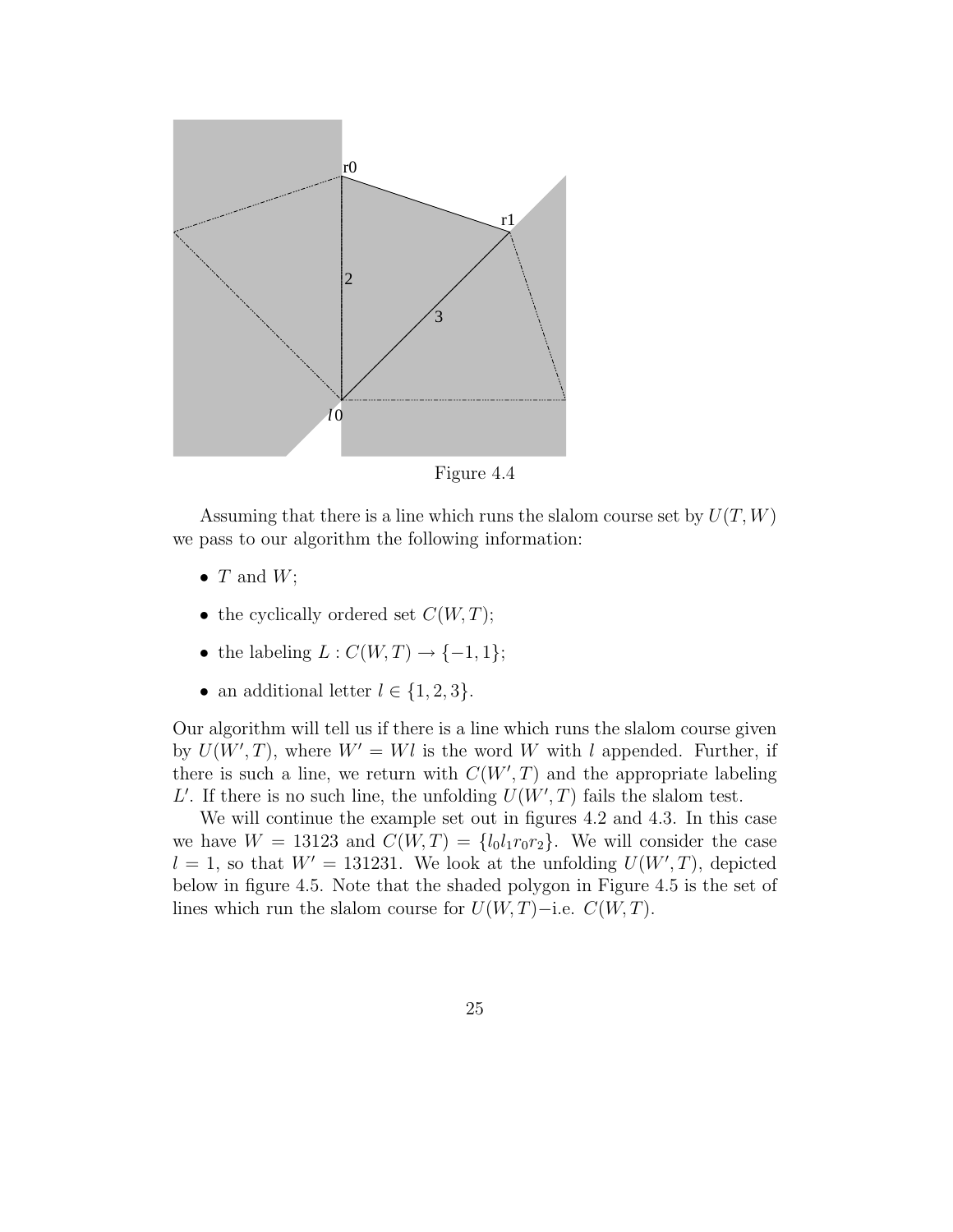Figure 4.4

Assuming that there is a line which runs the slalom course set by $U(T, W)$ we pass to our algorithm the following information:

- $T$ and $W$;
- the cyclically ordered set $C(W, T)$;
- the labeling $L : C(W, T) \to \{-1, 1\}$;
- an additional letter $l \in \{1, 2, 3\}$.

Our algorithm will tell us if there is a line which runs the slalom course given by $U(W', T)$, where $W' = Wl$ is the word $W$ with $l$ appended. Further, if there is such a line, we return with $C(W', T)$ and the appropriate labeling $L'$. If there is no such line, the unfolding $U(W', T)$ fails the slalom test.

We will continue the example set out in figures 4.2 and 4.3. In this case we have $W = 13123$ and $C(W, T) = \{l_0 l_1 r_0 r_2\}$. We will consider the case $l = 1$, so that $W' = 131231$. We look at the unfolding $U(W', T)$, depicted below in figure 4.5. Note that the shaded polygon in Figure 4.5 is the set of lines which run the slalom course for $U(W, T)$−i.e. $C(W, T)$.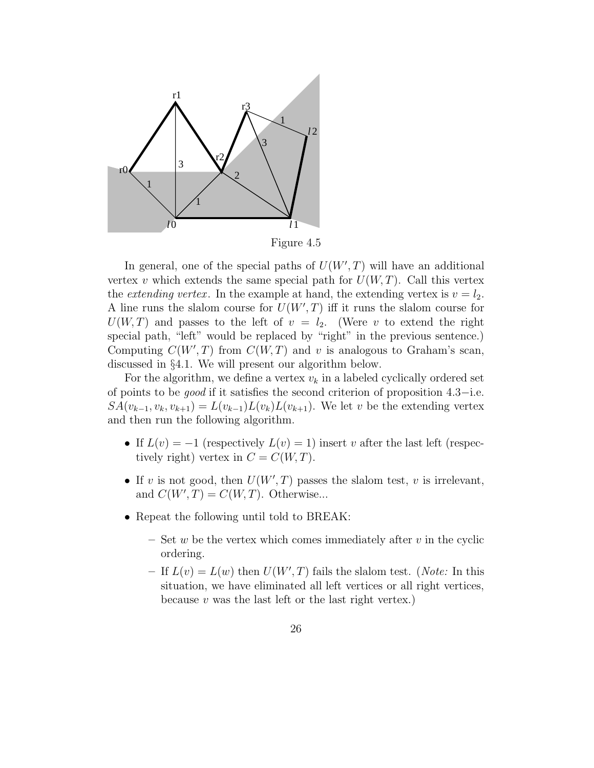Figure 4.5

In general, one of the special paths of $U(W', T)$ will have an additional vertex $v$ which extends the same special path for $U(W, T)$. Call this vertex the *extending vertex*. In the example at hand, the extending vertex is $v = l_2$. A line runs the slalom course for $U(W', T)$ iff it runs the slalom course for $U(W, T)$ and passes to the left of $v = l_2$. (Were $v$ to extend the right special path, "left" would be replaced by "right" in the previous sentence.) Computing $C(W', T)$ from $C(W, T)$ and $v$ is analogous to Graham's scan, discussed in §4.1. We will present our algorithm below.

For the algorithm, we define a vertex $v_k$ in a labeled cyclically ordered set of points to be *good* if it satisfies the second criterion of proposition 4.3−i.e. $SA(v_{k-1}, v_k, v_{k+1}) = L(v_{k-1})L(v_k)L(v_{k+1})$. We let $v$ be the extending vertex and then run the following algorithm.

- If $L(v) = -1$ (respectively $L(v) = 1$) insert $v$ after the last left (respectively right) vertex in $C = C(W, T)$.
- If $v$ is not good, then $U(W', T)$ passes the slalom test, $v$ is irrelevant, and $C(W', T) = C(W, T)$. Otherwise...
- Repeat the following until told to BREAK:
  - Set $w$ be the vertex which comes immediately after $v$ in the cyclic ordering.
  - If $L(v) = L(w)$ then $U(W', T)$ fails the slalom test. (*Note:* In this situation, we have eliminated all left vertices or all right vertices, because $v$ was the last left or the last right vertex.)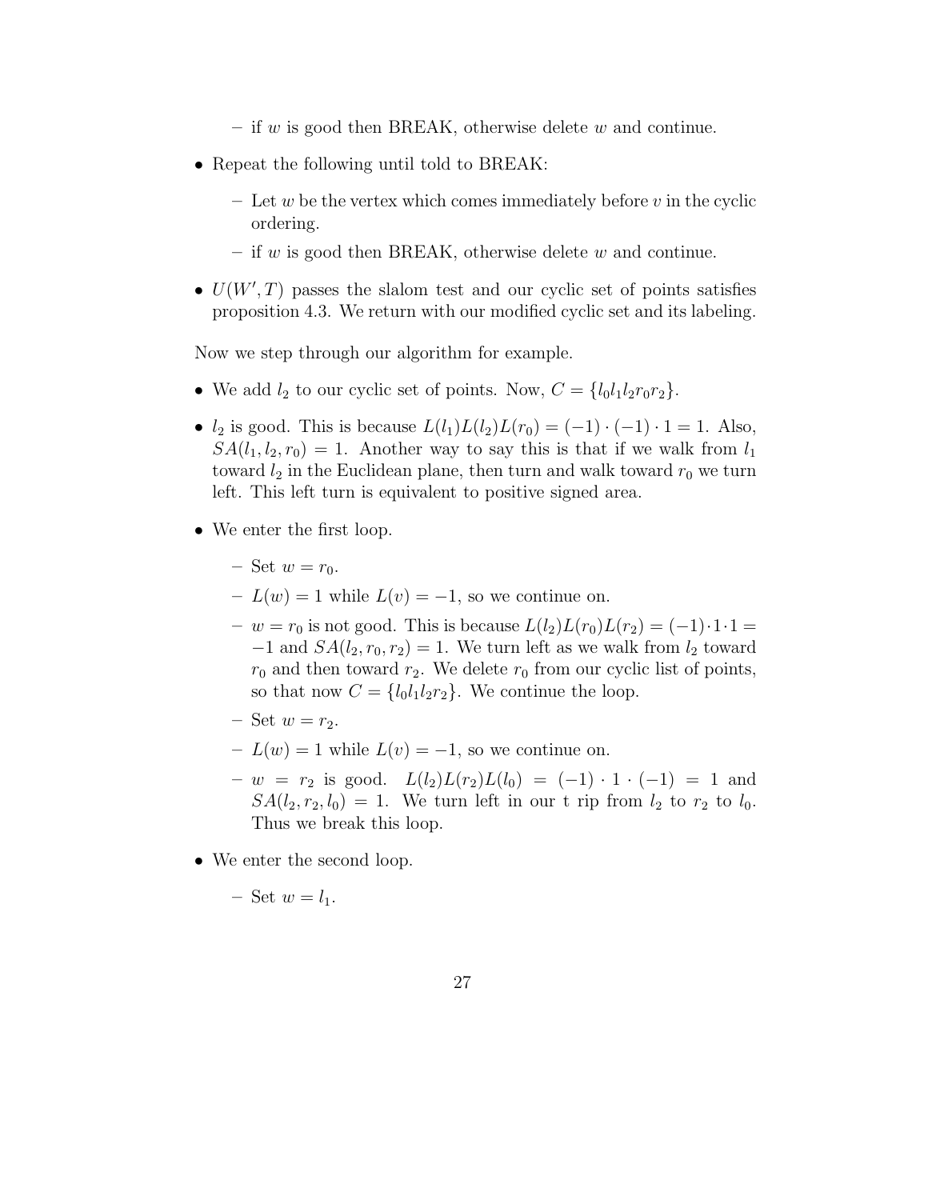- if $w$ is good then BREAK, otherwise delete $w$ and continue.

- Repeat the following until told to BREAK:
  - Let $w$ be the vertex which comes immediately before $v$ in the cyclic ordering.
  - if $w$ is good then BREAK, otherwise delete $w$ and continue.
- $U(W', T)$ passes the slalom test and our cyclic set of points satisfies proposition 4.3. We return with our modified cyclic set and its labeling.

Now we step through our algorithm for example.

- We add $l_2$ to our cyclic set of points. Now, $C = \{l_0 l_1 l_2 r_0 r_2\}$.
- $l_2$ is good. This is because $L(l_1)L(l_2)L(r_0) = (-1) \cdot (-1) \cdot 1 = 1$. Also, $SA(l_1, l_2, r_0) = 1$. Another way to say this is that if we walk from $l_1$ toward $l_2$ in the Euclidean plane, then turn and walk toward $r_0$ we turn left. This left turn is equivalent to positive signed area.
- We enter the first loop.
  - Set $w = r_0$.
  - $L(w) = 1$ while $L(v) = -1$, so we continue on.
  - $w = r_0$ is not good. This is because $L(l_2)L(r_0)L(r_2) = (-1) \cdot 1 \cdot 1 = -1$ and $SA(l_2, r_0, r_2) = 1$. We turn left as we walk from $l_2$ toward $r_0$ and then toward $r_2$. We delete $r_0$ from our cyclic list of points, so that now $C = \{l_0 l_1 l_2 r_2\}$. We continue the loop.
  - Set $w = r_2$.
  - $L(w) = 1$ while $L(v) = -1$, so we continue on.
  - $w = r_2$ is good. $L(l_2)L(r_2)L(l_0) = (-1) \cdot 1 \cdot (-1) = 1$ and $SA(l_2, r_2, l_0) = 1$. We turn left in our t rip from $l_2$ to $r_2$ to $l_0$. Thus we break this loop.
- We enter the second loop.
  - Set $w = l_1$.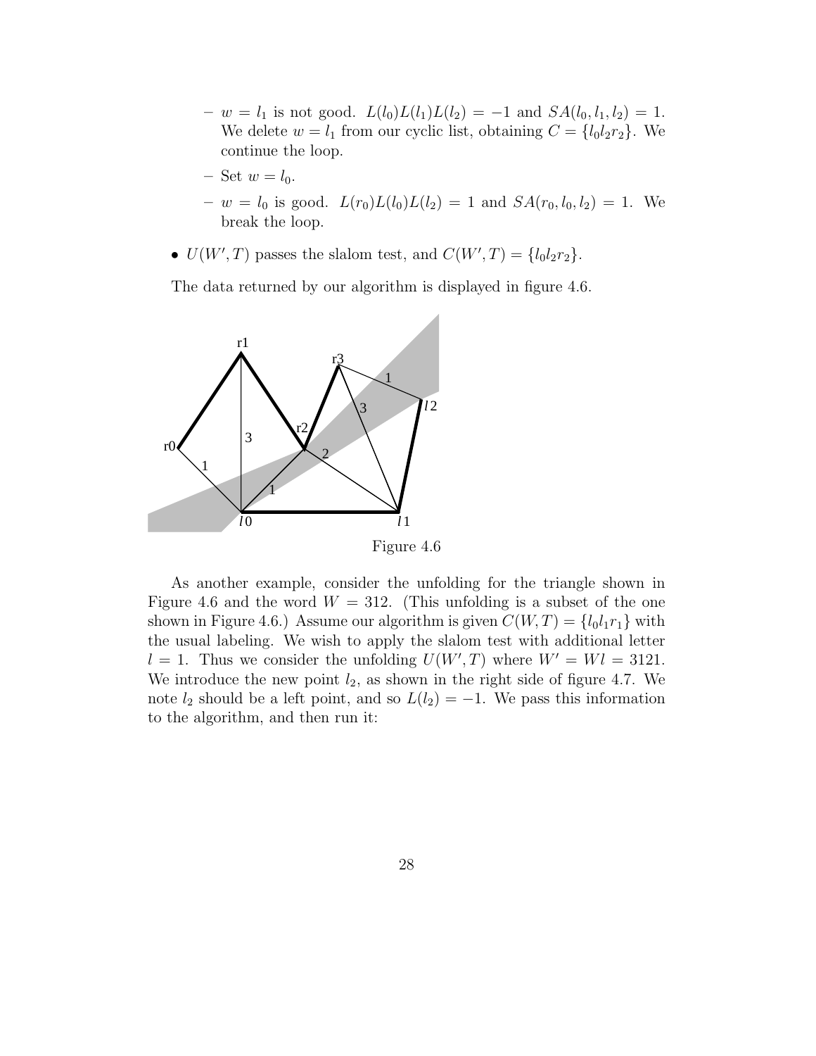- $w = l_1$ is not good. $L(l_0)L(l_1)L(l_2) = -1$ and $SA(l_0, l_1, l_2) = 1$. We delete $w = l_1$ from our cyclic list, obtaining $C = \{l_0 l_2 r_2\}$. We continue the loop.
- Set $w = l_0$.
- $w = l_0$ is good. $L(r_0)L(l_0)L(l_2) = 1$ and $SA(r_0, l_0, l_2) = 1$. We break the loop.

- $U(W', T)$ passes the slalom test, and $C(W', T) = \{l_0 l_2 r_2\}$.

The data returned by our algorithm is displayed in figure 4.6.

Figure 4.6

As another example, consider the unfolding for the triangle shown in Figure 4.6 and the word $W = 312$. (This unfolding is a subset of the one shown in Figure 4.6.) Assume our algorithm is given $C(W, T) = \{l_0 l_1 r_1\}$ with the usual labeling. We wish to apply the slalom test with additional letter $l = 1$. Thus we consider the unfolding $U(W', T)$ where $W' = Wl = 3121$. We introduce the new point $l_2$, as shown in the right side of figure 4.7. We note $l_2$ should be a left point, and so $L(l_2) = -1$. We pass this information to the algorithm, and then run it: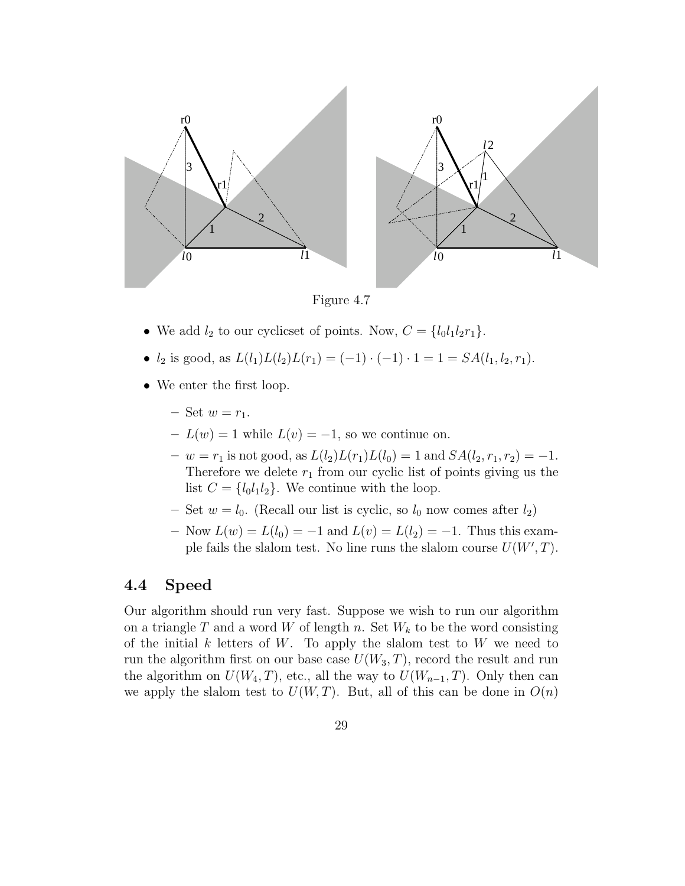Figure 4.7

- We add $l_2$ to our cyclicset of points. Now, $C = \{l_0 l_1 l_2 r_1\}$.
- $l_2$ is good, as $L(l_1)L(l_2)L(r_1) = (-1) \cdot (-1) \cdot 1 = 1 = SA(l_1, l_2, r_1)$.
- We enter the first loop.
  - Set $w = r_1$.
  - $L(w) = 1$ while $L(v) = -1$, so we continue on.
  - $w = r_1$ is not good, as $L(l_2)L(r_1)L(l_0) = 1$ and $SA(l_2, r_1, r_2) = -1$. Therefore we delete $r_1$ from our cyclic list of points giving us the list $C = \{l_0 l_1 l_2\}$. We continue with the loop.
  - Set $w = l_0$. (Recall our list is cyclic, so $l_0$ now comes after $l_2$)
  - Now $L(w) = L(l_0) = -1$ and $L(v) = L(l_2) = -1$. Thus this example fails the slalom test. No line runs the slalom course $U(W', T)$.

## 4.4 Speed

Our algorithm should run very fast. Suppose we wish to run our algorithm on a triangle $T$ and a word $W$ of length $n$. Set $W_k$ to be the word consisting of the initial $k$ letters of $W$. To apply the slalom test to $W$ we need to run the algorithm first on our base case $U(W_3, T)$, record the result and run the algorithm on $U(W_4, T)$, etc., all the way to $U(W_{n-1}, T)$. Only then can we apply the slalom test to $U(W, T)$. But, all of this can be done in $O(n)$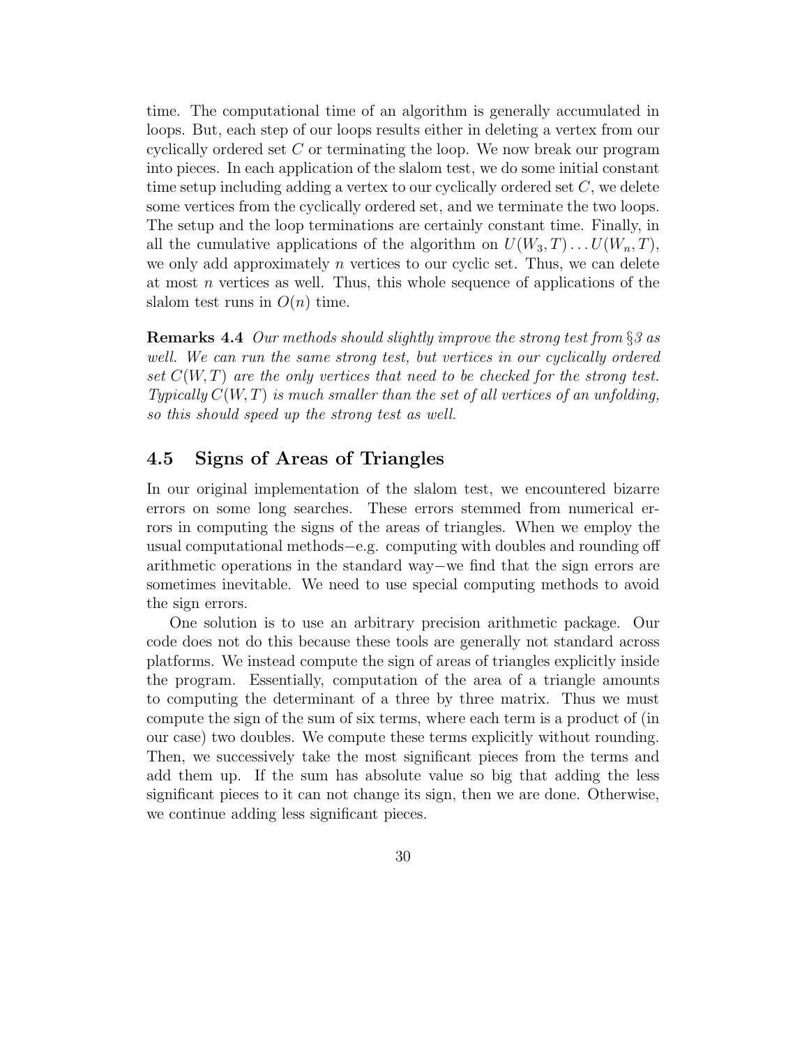time. The computational time of an algorithm is generally accumulated in loops. But, each step of our loops results either in deleting a vertex from our cyclically ordered set $C$ or terminating the loop. We now break our program into pieces. In each application of the slalom test, we do some initial constant time setup including adding a vertex to our cyclically ordered set $C$, we delete some vertices from the cyclically ordered set, and we terminate the two loops. The setup and the loop terminations are certainly constant time. Finally, in all the cumulative applications of the algorithm on $U(W_3, T) \ldots U(W_n, T)$, we only add approximately $n$ vertices to our cyclic set. Thus, we can delete at most $n$ vertices as well. Thus, this whole sequence of applications of the slalom test runs in $O(n)$ time.

**Remarks 4.4** *Our methods should slightly improve the strong test from §3 as well. We can run the same strong test, but vertices in our cyclically ordered set $C(W, T)$ are the only vertices that need to be checked for the strong test. Typically $C(W, T)$ is much smaller than the set of all vertices of an unfolding, so this should speed up the strong test as well.*

### 4.5 Signs of Areas of Triangles

In our original implementation of the slalom test, we encountered bizarre errors on some long searches. These errors stemmed from numerical errors in computing the signs of the areas of triangles. When we employ the usual computational methods−e.g. computing with doubles and rounding off arithmetic operations in the standard way−we find that the sign errors are sometimes inevitable. We need to use special computing methods to avoid the sign errors.

One solution is to use an arbitrary precision arithmetic package. Our code does not do this because these tools are generally not standard across platforms. We instead compute the sign of areas of triangles explicitly inside the program. Essentially, computation of the area of a triangle amounts to computing the determinant of a three by three matrix. Thus we must compute the sign of the sum of six terms, where each term is a product of (in our case) two doubles. We compute these terms explicitly without rounding. Then, we successively take the most significant pieces from the terms and add them up. If the sum has absolute value so big that adding the less significant pieces to it can not change its sign, then we are done. Otherwise, we continue adding less significant pieces.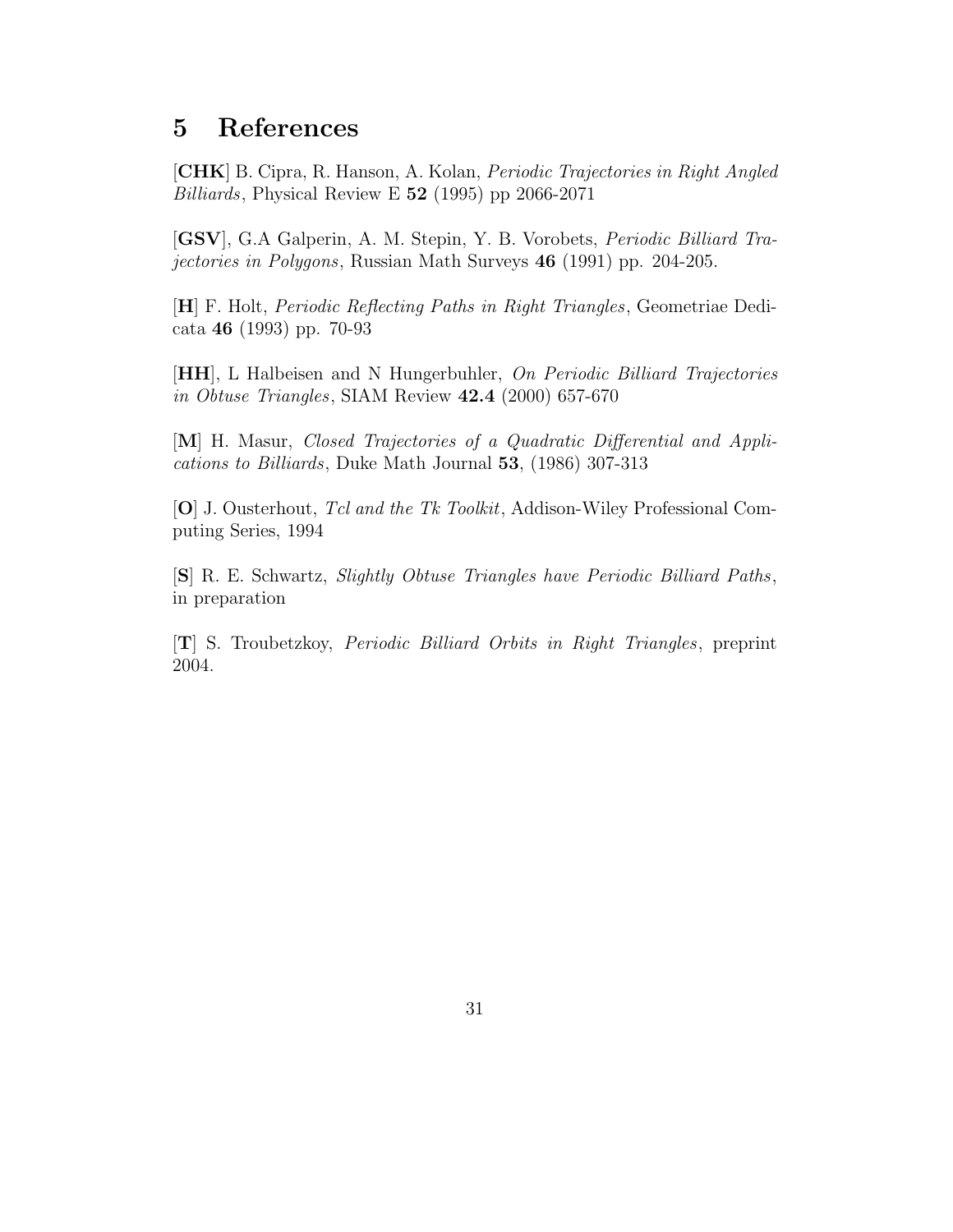# 5 References

[**CHK**] B. Cipra, R. Hanson, A. Kolan, *Periodic Trajectories in Right Angled Billiards*, Physical Review E **52** (1995) pp 2066-2071

[**GSV**], G.A Galperin, A. M. Stepin, Y. B. Vorobets, *Periodic Billiard Trajectories in Polygons*, Russian Math Surveys **46** (1991) pp. 204-205.

[**H**] F. Holt, *Periodic Reflecting Paths in Right Triangles*, Geometriae Dedicata **46** (1993) pp. 70-93

[**HH**], L Halbeisen and N Hungerbuhler, *On Periodic Billiard Trajectories in Obtuse Triangles*, SIAM Review **42.4** (2000) 657-670

[**M**] H. Masur, *Closed Trajectories of a Quadratic Differential and Applications to Billiards*, Duke Math Journal **53**, (1986) 307-313

[**O**] J. Ousterhout, *Tcl and the Tk Toolkit*, Addison-Wiley Professional Computing Series, 1994

[**S**] R. E. Schwartz, *Slightly Obtuse Triangles have Periodic Billiard Paths*, in preparation

[**T**] S. Troubetzkoy, *Periodic Billiard Orbits in Right Triangles*, preprint 2004.